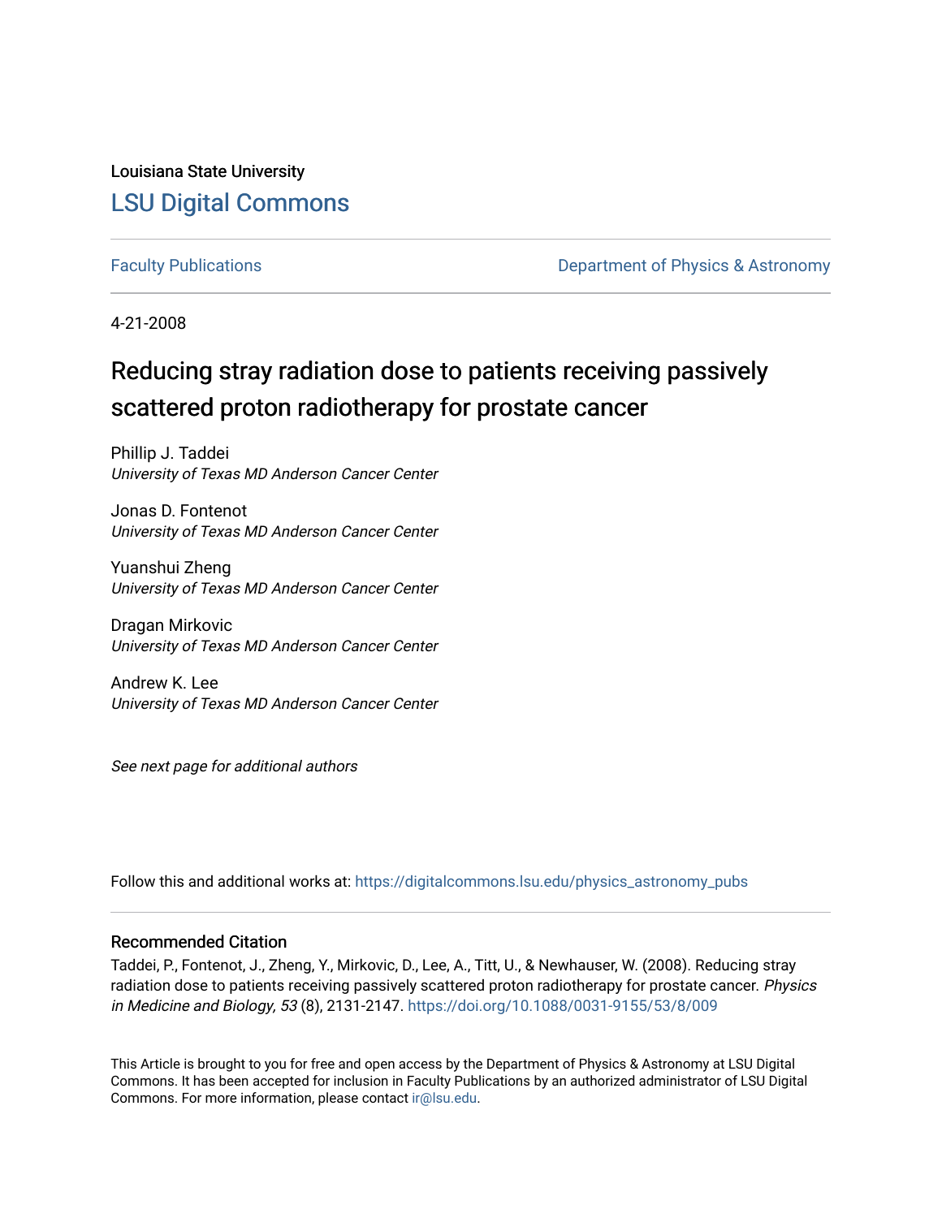Louisiana State University

# LSU Digital Commons

Faculty Publications | Department of Physics & Astronomy

4-21-2008

## Reducing stray radiation dose to patients receiving passively scattered proton radiotherapy for prostate cancer

Phillip J. Taddei
*University of Texas MD Anderson Cancer Center*

Jonas D. Fontenot
*University of Texas MD Anderson Cancer Center*

Yuanshui Zheng
*University of Texas MD Anderson Cancer Center*

Dragan Mirkovic
*University of Texas MD Anderson Cancer Center*

Andrew K. Lee
*University of Texas MD Anderson Cancer Center*

*See next page for additional authors*

Follow this and additional works at: https://digitalcommons.lsu.edu/physics_astronomy_pubs

### Recommended Citation

Taddei, P., Fontenot, J., Zheng, Y., Mirkovic, D., Lee, A., Titt, U., & Newhauser, W. (2008). Reducing stray radiation dose to patients receiving passively scattered proton radiotherapy for prostate cancer. *Physics in Medicine and Biology, 53* (8), 2131-2147. https://doi.org/10.1088/0031-9155/53/8/009

This Article is brought to you for free and open access by the Department of Physics & Astronomy at LSU Digital Commons. It has been accepted for inclusion in Faculty Publications by an authorized administrator of LSU Digital Commons. For more information, please contact ir@lsu.edu.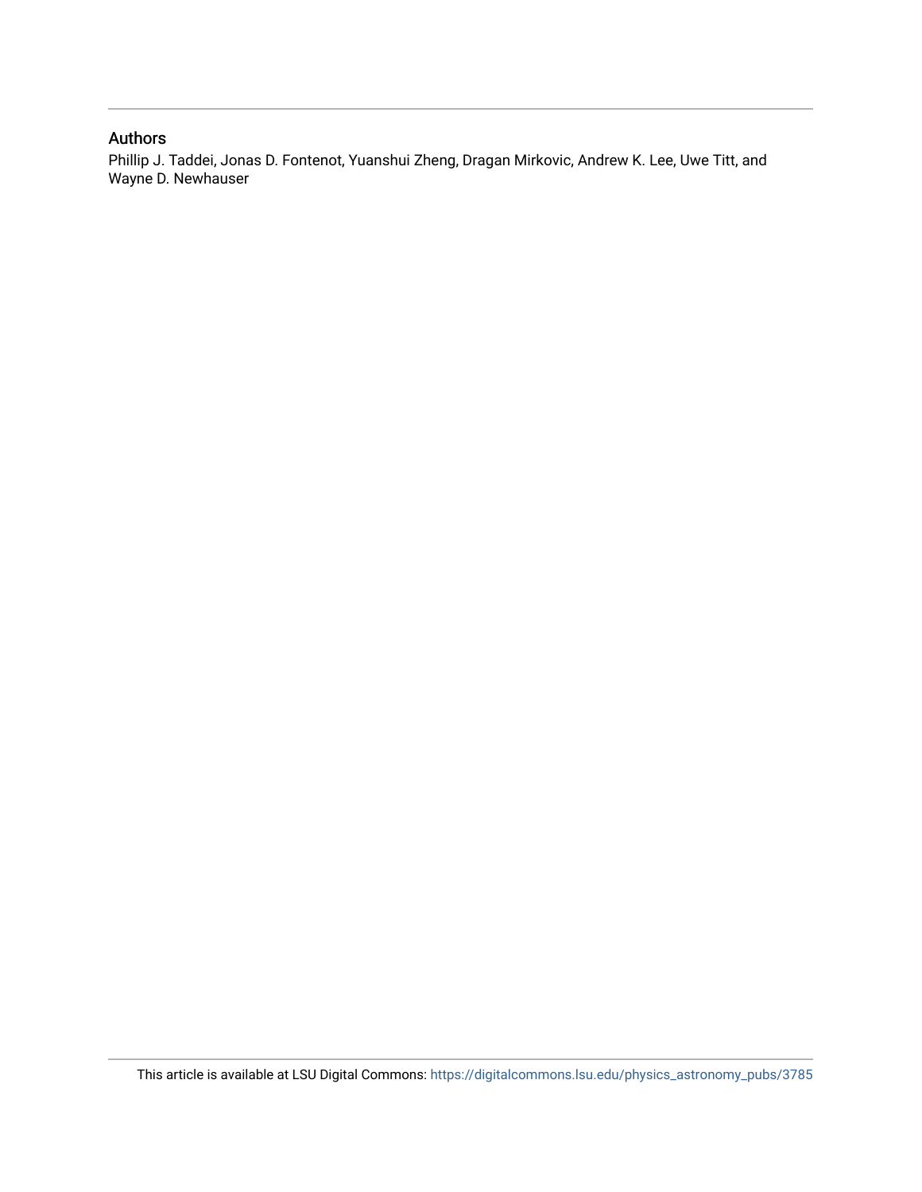## Authors

Phillip J. Taddei, Jonas D. Fontenot, Yuanshui Zheng, Dragan Mirkovic, Andrew K. Lee, Uwe Titt, and Wayne D. Newhauser

This article is available at LSU Digital Commons: https://digitalcommons.lsu.edu/physics_astronomy_pubs/3785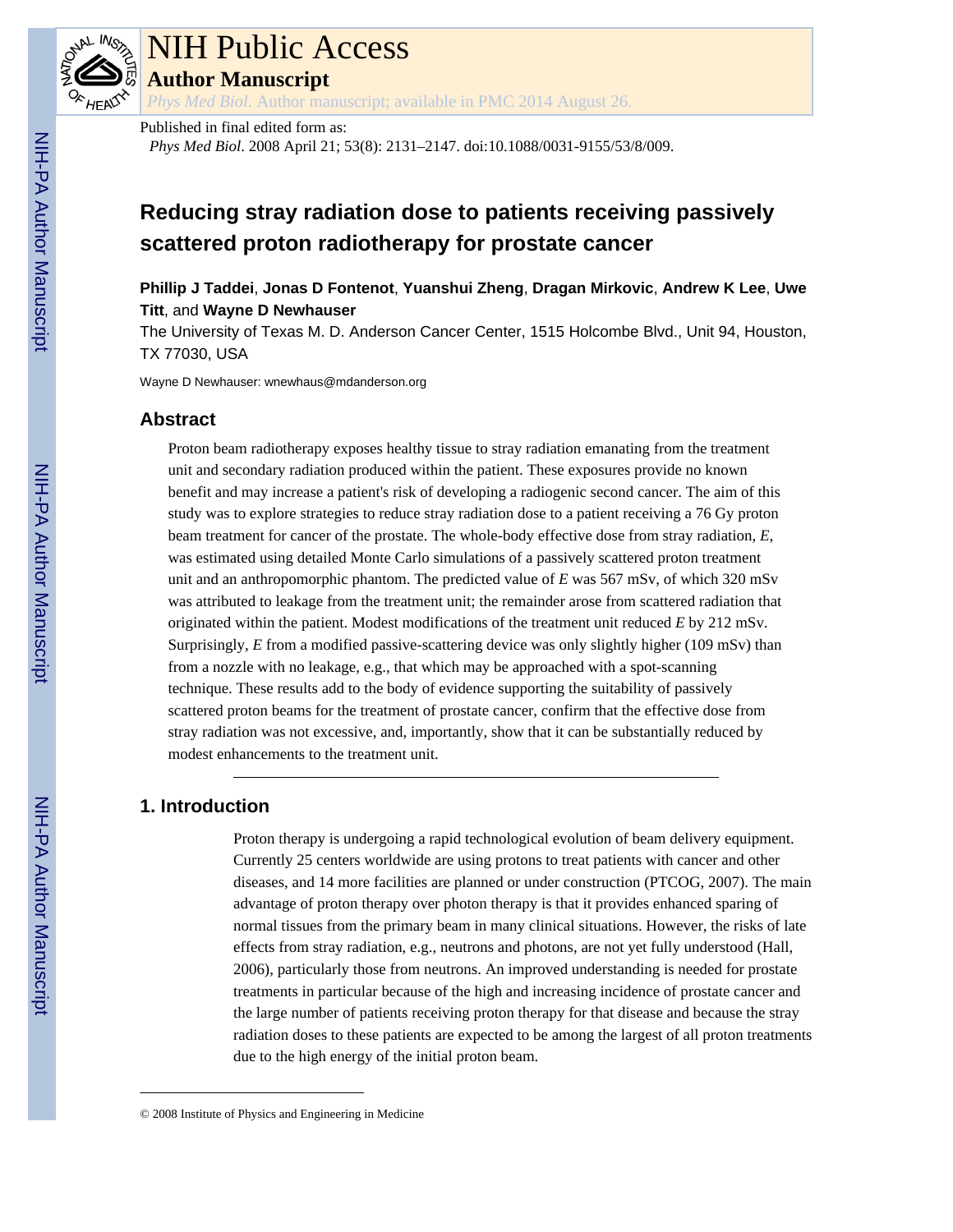# NIH Public Access

## Author Manuscript

*Phys Med Biol*. Author manuscript; available in PMC 2014 August 26.

Published in final edited form as:

*Phys Med Biol*. 2008 April 21; 53(8): 2131–2147. doi:10.1088/0031-9155/53/8/009.

# Reducing stray radiation dose to patients receiving passively scattered proton radiotherapy for prostate cancer

**Phillip J Taddei**, **Jonas D Fontenot**, **Yuanshui Zheng**, **Dragan Mirkovic**, **Andrew K Lee**, **Uwe Titt**, and **Wayne D Newhauser**

The University of Texas M. D. Anderson Cancer Center, 1515 Holcombe Blvd., Unit 94, Houston, TX 77030, USA

Wayne D Newhauser: wnewhaus@mdanderson.org

## Abstract

Proton beam radiotherapy exposes healthy tissue to stray radiation emanating from the treatment unit and secondary radiation produced within the patient. These exposures provide no known benefit and may increase a patient's risk of developing a radiogenic second cancer. The aim of this study was to explore strategies to reduce stray radiation dose to a patient receiving a 76 Gy proton beam treatment for cancer of the prostate. The whole-body effective dose from stray radiation, *E*, was estimated using detailed Monte Carlo simulations of a passively scattered proton treatment unit and an anthropomorphic phantom. The predicted value of *E* was 567 mSv, of which 320 mSv was attributed to leakage from the treatment unit; the remainder arose from scattered radiation that originated within the patient. Modest modifications of the treatment unit reduced *E* by 212 mSv. Surprisingly, *E* from a modified passive-scattering device was only slightly higher (109 mSv) than from a nozzle with no leakage, e.g., that which may be approached with a spot-scanning technique. These results add to the body of evidence supporting the suitability of passively scattered proton beams for the treatment of prostate cancer, confirm that the effective dose from stray radiation was not excessive, and, importantly, show that it can be substantially reduced by modest enhancements to the treatment unit.

## 1. Introduction

Proton therapy is undergoing a rapid technological evolution of beam delivery equipment. Currently 25 centers worldwide are using protons to treat patients with cancer and other diseases, and 14 more facilities are planned or under construction (PTCOG, 2007). The main advantage of proton therapy over photon therapy is that it provides enhanced sparing of normal tissues from the primary beam in many clinical situations. However, the risks of late effects from stray radiation, e.g., neutrons and photons, are not yet fully understood (Hall, 2006), particularly those from neutrons. An improved understanding is needed for prostate treatments in particular because of the high and increasing incidence of prostate cancer and the large number of patients receiving proton therapy for that disease and because the stray radiation doses to these patients are expected to be among the largest of all proton treatments due to the high energy of the initial proton beam.

© 2008 Institute of Physics and Engineering in Medicine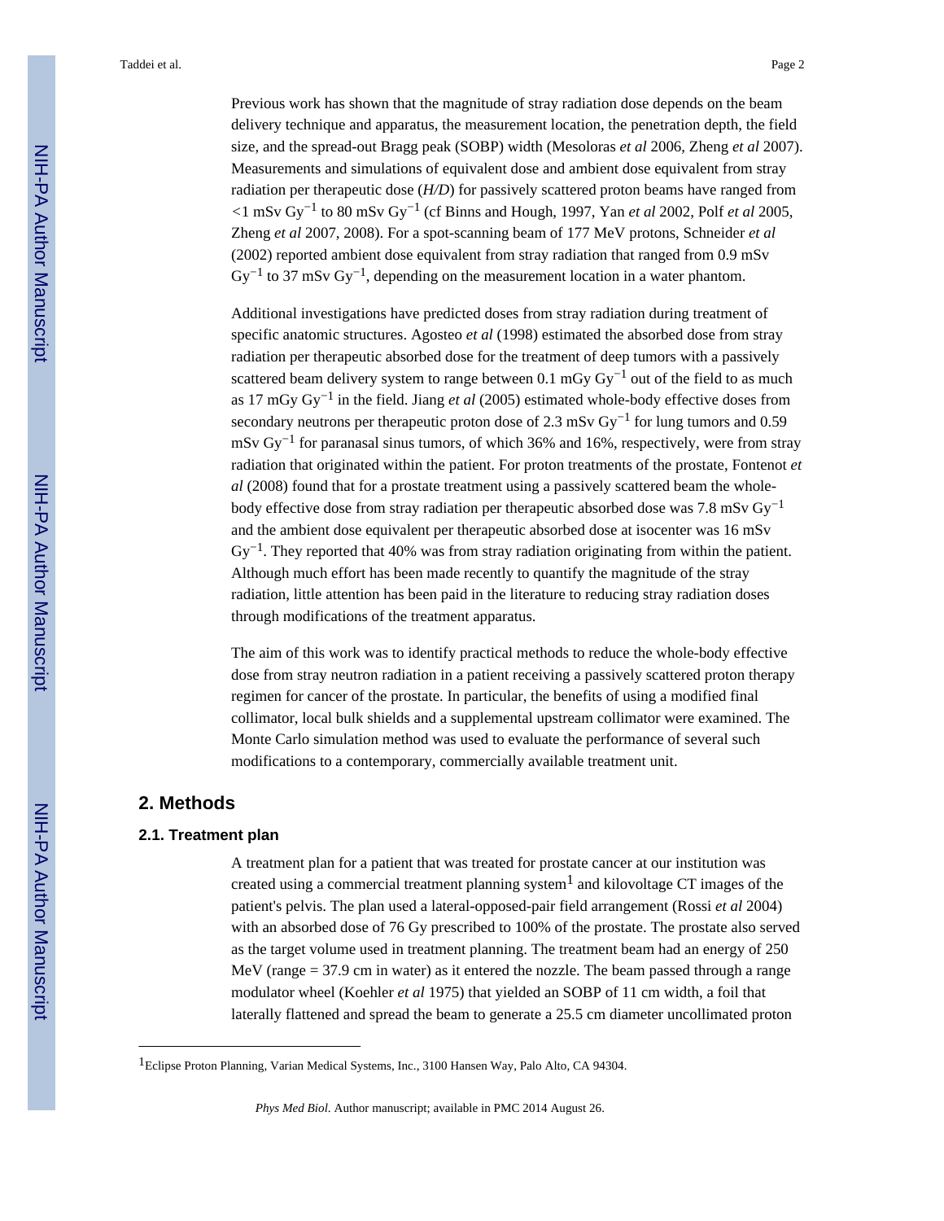Previous work has shown that the magnitude of stray radiation dose depends on the beam delivery technique and apparatus, the measurement location, the penetration depth, the field size, and the spread-out Bragg peak (SOBP) width (Mesoloras *et al* 2006, Zheng *et al* 2007). Measurements and simulations of equivalent dose and ambient dose equivalent from stray radiation per therapeutic dose (*H/D*) for passively scattered proton beams have ranged from <1 mSv $Gy^{-1}$ to 80 mSv $Gy^{-1}$ (cf Binns and Hough, 1997, Yan *et al* 2002, Polf *et al* 2005, Zheng *et al* 2007, 2008). For a spot-scanning beam of 177 MeV protons, Schneider *et al* (2002) reported ambient dose equivalent from stray radiation that ranged from 0.9 mSv $Gy^{-1}$ to 37 mSv $Gy^{-1}$, depending on the measurement location in a water phantom.

Additional investigations have predicted doses from stray radiation during treatment of specific anatomic structures. Agosteo *et al* (1998) estimated the absorbed dose from stray radiation per therapeutic absorbed dose for the treatment of deep tumors with a passively scattered beam delivery system to range between 0.1 mGy $Gy^{-1}$ out of the field to as much as 17 mGy $Gy^{-1}$ in the field. Jiang *et al* (2005) estimated whole-body effective doses from secondary neutrons per therapeutic proton dose of 2.3 mSv $Gy^{-1}$ for lung tumors and 0.59 mSv $Gy^{-1}$ for paranasal sinus tumors, of which 36% and 16%, respectively, were from stray radiation that originated within the patient. For proton treatments of the prostate, Fontenot *et al* (2008) found that for a prostate treatment using a passively scattered beam the whole-body effective dose from stray radiation per therapeutic absorbed dose was 7.8 mSv $Gy^{-1}$ and the ambient dose equivalent per therapeutic absorbed dose at isocenter was 16 mSv $Gy^{-1}$. They reported that 40% was from stray radiation originating from within the patient. Although much effort has been made recently to quantify the magnitude of the stray radiation, little attention has been paid in the literature to reducing stray radiation doses through modifications of the treatment apparatus.

The aim of this work was to identify practical methods to reduce the whole-body effective dose from stray neutron radiation in a patient receiving a passively scattered proton therapy regimen for cancer of the prostate. In particular, the benefits of using a modified final collimator, local bulk shields and a supplemental upstream collimator were examined. The Monte Carlo simulation method was used to evaluate the performance of several such modifications to a contemporary, commercially available treatment unit.

## 2. Methods

### 2.1. Treatment plan

A treatment plan for a patient that was treated for prostate cancer at our institution was created using a commercial treatment planning system[1] and kilovoltage CT images of the patient's pelvis. The plan used a lateral-opposed-pair field arrangement (Rossi *et al* 2004) with an absorbed dose of 76 Gy prescribed to 100% of the prostate. The prostate also served as the target volume used in treatment planning. The treatment beam had an energy of 250 MeV (range = 37.9 cm in water) as it entered the nozzle. The beam passed through a range modulator wheel (Koehler *et al* 1975) that yielded an SOBP of 11 cm width, a foil that laterally flattened and spread the beam to generate a 25.5 cm diameter uncollimated proton

[1] Eclipse Proton Planning, Varian Medical Systems, Inc., 3100 Hansen Way, Palo Alto, CA 94304.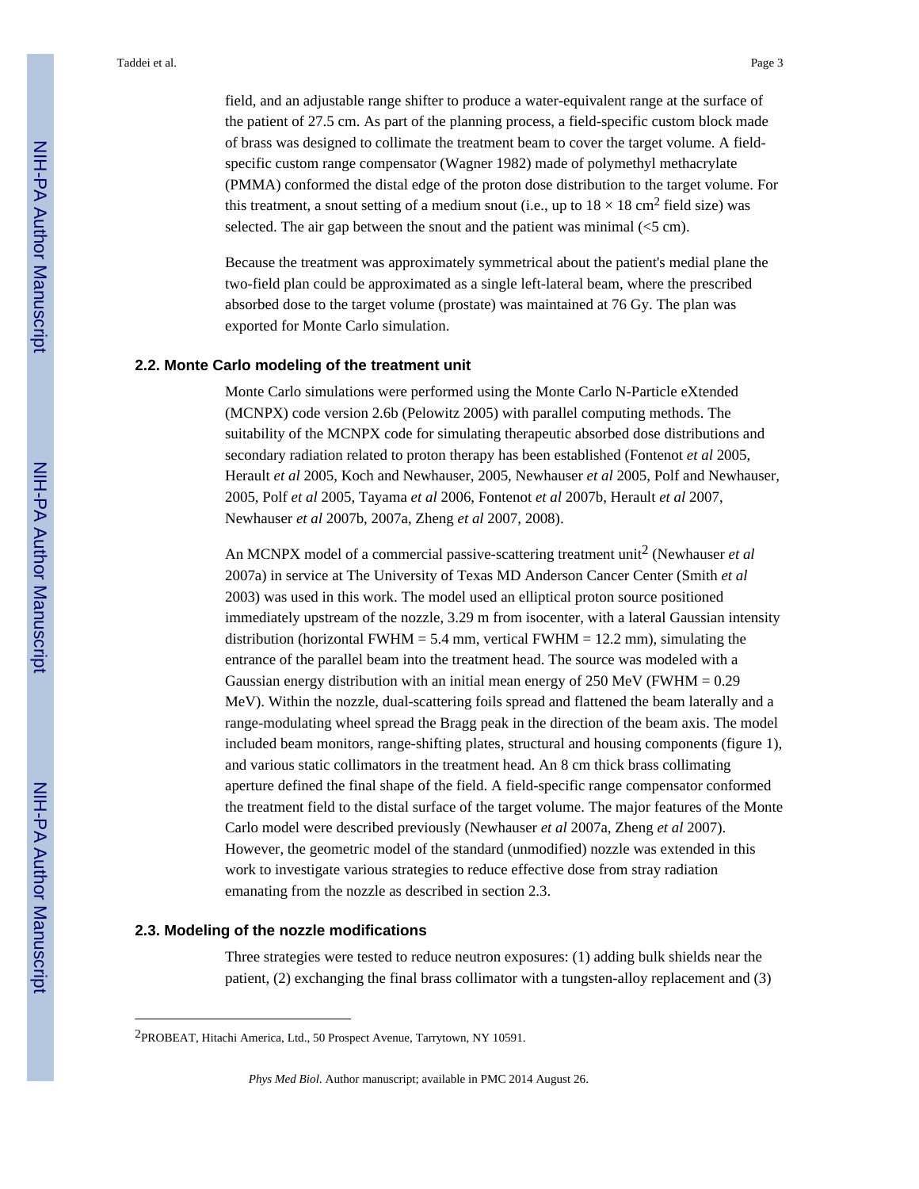field, and an adjustable range shifter to produce a water-equivalent range at the surface of the patient of 27.5 cm. As part of the planning process, a field-specific custom block made of brass was designed to collimate the treatment beam to cover the target volume. A field-specific custom range compensator (Wagner 1982) made of polymethyl methacrylate (PMMA) conformed the distal edge of the proton dose distribution to the target volume. For this treatment, a snout setting of a medium snout (i.e., up to $18 \times 18$ cm$^2$ field size) was selected. The air gap between the snout and the patient was minimal (<5 cm).

Because the treatment was approximately symmetrical about the patient's medial plane the two-field plan could be approximated as a single left-lateral beam, where the prescribed absorbed dose to the target volume (prostate) was maintained at 76 Gy. The plan was exported for Monte Carlo simulation.

### 2.2. Monte Carlo modeling of the treatment unit

Monte Carlo simulations were performed using the Monte Carlo N-Particle eXtended (MCNPX) code version 2.6b (Pelowitz 2005) with parallel computing methods. The suitability of the MCNPX code for simulating therapeutic absorbed dose distributions and secondary radiation related to proton therapy has been established (Fontenot *et al* 2005, Herault *et al* 2005, Koch and Newhauser, 2005, Newhauser *et al* 2005, Polf and Newhauser, 2005, Polf *et al* 2005, Tayama *et al* 2006, Fontenot *et al* 2007b, Herault *et al* 2007, Newhauser *et al* 2007b, 2007a, Zheng *et al* 2007, 2008).

An MCNPX model of a commercial passive-scattering treatment unit[2] (Newhauser *et al* 2007a) in service at The University of Texas MD Anderson Cancer Center (Smith *et al* 2003) was used in this work. The model used an elliptical proton source positioned immediately upstream of the nozzle, 3.29 m from isocenter, with a lateral Gaussian intensity distribution (horizontal FWHM = 5.4 mm, vertical FWHM = 12.2 mm), simulating the entrance of the parallel beam into the treatment head. The source was modeled with a Gaussian energy distribution with an initial mean energy of 250 MeV (FWHM = 0.29 MeV). Within the nozzle, dual-scattering foils spread and flattened the beam laterally and a range-modulating wheel spread the Bragg peak in the direction of the beam axis. The model included beam monitors, range-shifting plates, structural and housing components (figure 1), and various static collimators in the treatment head. An 8 cm thick brass collimating aperture defined the final shape of the field. A field-specific range compensator conformed the treatment field to the distal surface of the target volume. The major features of the Monte Carlo model were described previously (Newhauser *et al* 2007a, Zheng *et al* 2007). However, the geometric model of the standard (unmodified) nozzle was extended in this work to investigate various strategies to reduce effective dose from stray radiation emanating from the nozzle as described in section 2.3.

### 2.3. Modeling of the nozzle modifications

Three strategies were tested to reduce neutron exposures: (1) adding bulk shields near the patient, (2) exchanging the final brass collimator with a tungsten-alloy replacement and (3)

---

[2]PROBEAT, Hitachi America, Ltd., 50 Prospect Avenue, Tarrytown, NY 10591.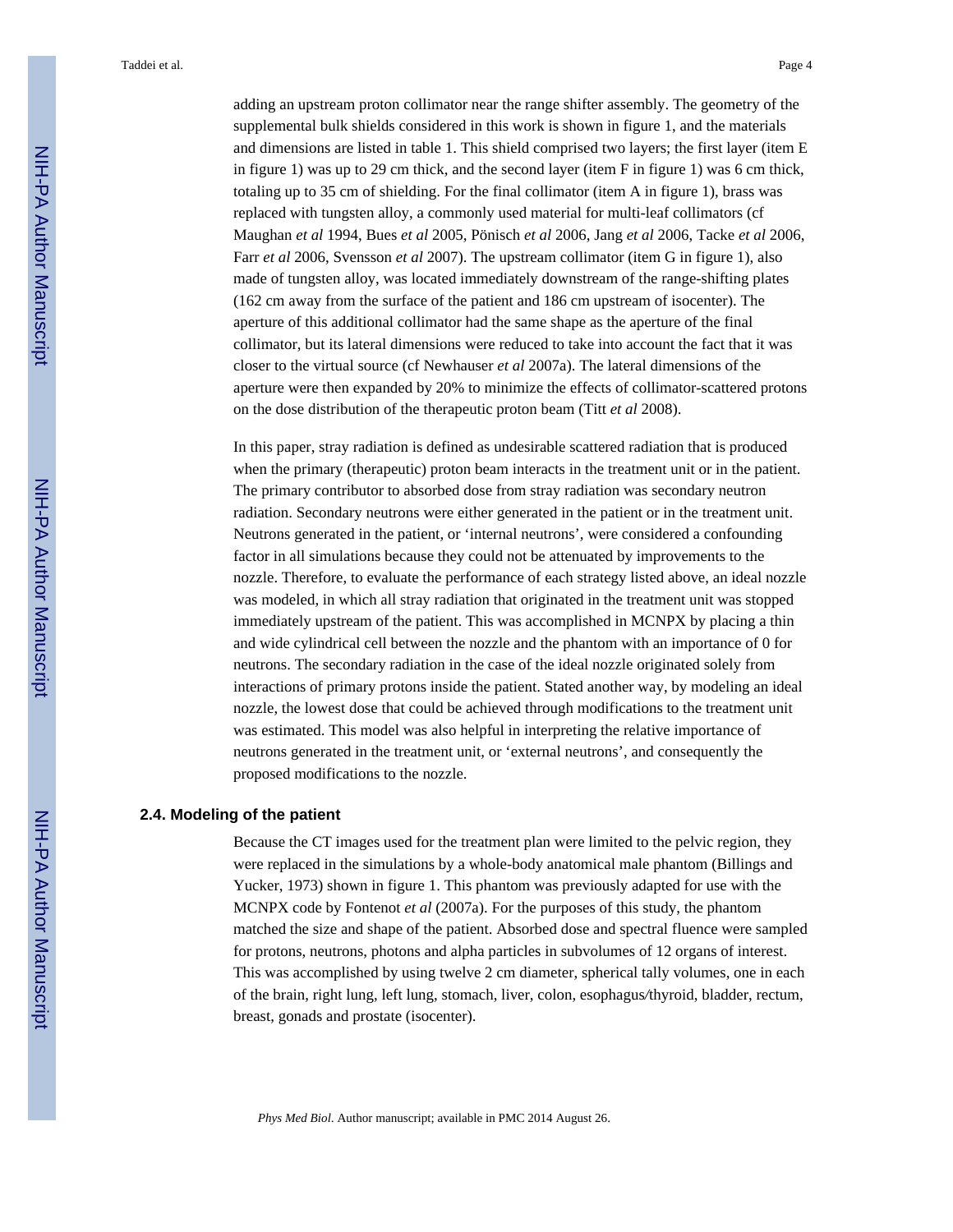adding an upstream proton collimator near the range shifter assembly. The geometry of the supplemental bulk shields considered in this work is shown in figure 1, and the materials and dimensions are listed in table 1. This shield comprised two layers; the first layer (item E in figure 1) was up to 29 cm thick, and the second layer (item F in figure 1) was 6 cm thick, totaling up to 35 cm of shielding. For the final collimator (item A in figure 1), brass was replaced with tungsten alloy, a commonly used material for multi-leaf collimators (cf Maughan *et al* 1994, Bues *et al* 2005, Pönisch *et al* 2006, Jang *et al* 2006, Tacke *et al* 2006, Farr *et al* 2006, Svensson *et al* 2007). The upstream collimator (item G in figure 1), also made of tungsten alloy, was located immediately downstream of the range-shifting plates (162 cm away from the surface of the patient and 186 cm upstream of isocenter). The aperture of this additional collimator had the same shape as the aperture of the final collimator, but its lateral dimensions were reduced to take into account the fact that it was closer to the virtual source (cf Newhauser *et al* 2007a). The lateral dimensions of the aperture were then expanded by 20% to minimize the effects of collimator-scattered protons on the dose distribution of the therapeutic proton beam (Titt *et al* 2008).

In this paper, stray radiation is defined as undesirable scattered radiation that is produced when the primary (therapeutic) proton beam interacts in the treatment unit or in the patient. The primary contributor to absorbed dose from stray radiation was secondary neutron radiation. Secondary neutrons were either generated in the patient or in the treatment unit. Neutrons generated in the patient, or 'internal neutrons', were considered a confounding factor in all simulations because they could not be attenuated by improvements to the nozzle. Therefore, to evaluate the performance of each strategy listed above, an ideal nozzle was modeled, in which all stray radiation that originated in the treatment unit was stopped immediately upstream of the patient. This was accomplished in MCNPX by placing a thin and wide cylindrical cell between the nozzle and the phantom with an importance of 0 for neutrons. The secondary radiation in the case of the ideal nozzle originated solely from interactions of primary protons inside the patient. Stated another way, by modeling an ideal nozzle, the lowest dose that could be achieved through modifications to the treatment unit was estimated. This model was also helpful in interpreting the relative importance of neutrons generated in the treatment unit, or 'external neutrons', and consequently the proposed modifications to the nozzle.

### 2.4. Modeling of the patient

Because the CT images used for the treatment plan were limited to the pelvic region, they were replaced in the simulations by a whole-body anatomical male phantom (Billings and Yucker, 1973) shown in figure 1. This phantom was previously adapted for use with the MCNPX code by Fontenot *et al* (2007a). For the purposes of this study, the phantom matched the size and shape of the patient. Absorbed dose and spectral fluence were sampled for protons, neutrons, photons and alpha particles in subvolumes of 12 organs of interest. This was accomplished by using twelve 2 cm diameter, spherical tally volumes, one in each of the brain, right lung, left lung, stomach, liver, colon, esophagus/thyroid, bladder, rectum, breast, gonads and prostate (isocenter).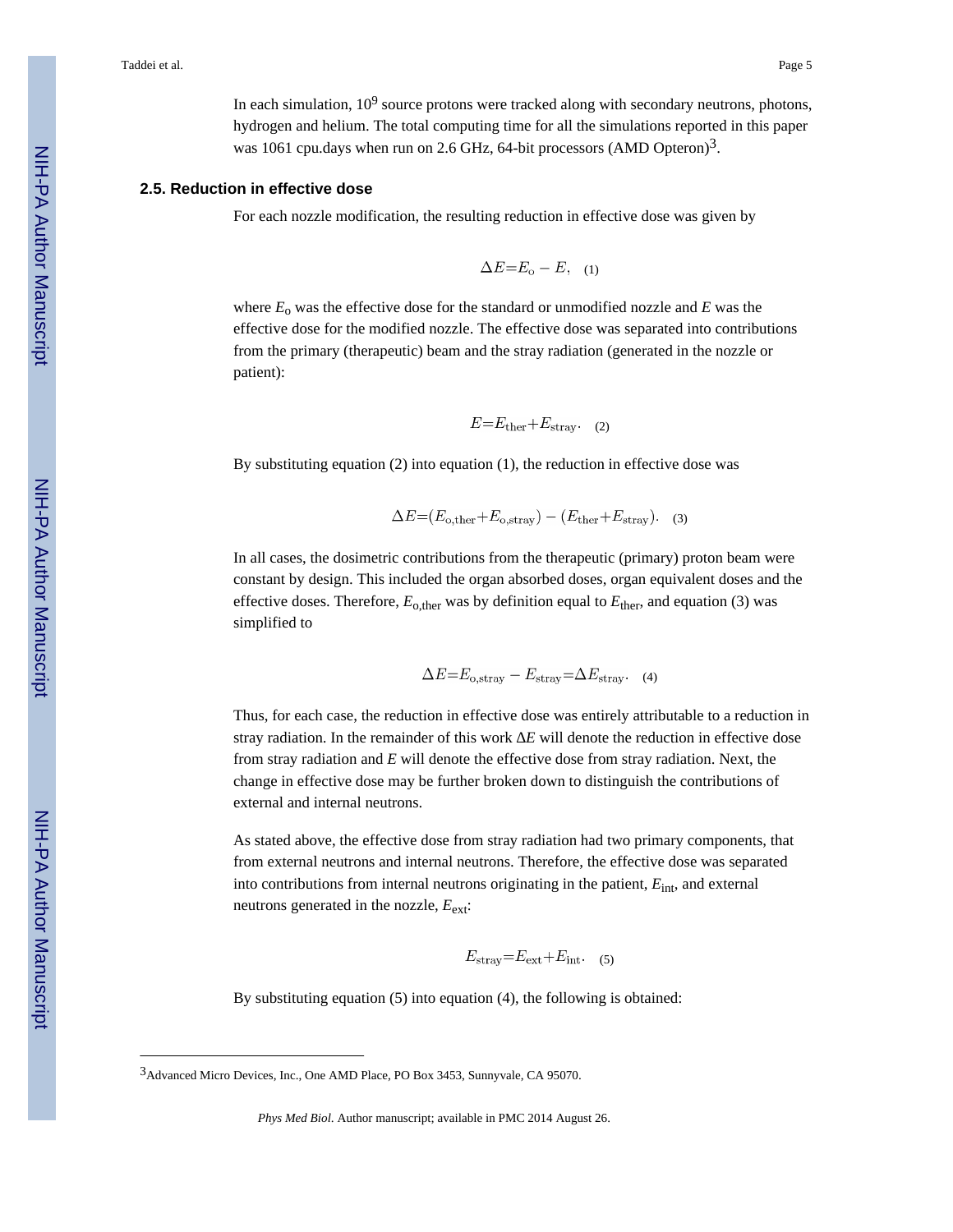In each simulation, $10^9$ source protons were tracked along with secondary neutrons, photons, hydrogen and helium. The total computing time for all the simulations reported in this paper was 1061 cpu.days when run on 2.6 GHz, 64-bit processors (AMD Opteron)[3].

### 2.5. Reduction in effective dose

For each nozzle modification, the resulting reduction in effective dose was given by

$$\Delta E = E_{\mathrm{o}} - E, \quad (1)$$

where $E_{\mathrm{o}}$ was the effective dose for the standard or unmodified nozzle and $E$ was the effective dose for the modified nozzle. The effective dose was separated into contributions from the primary (therapeutic) beam and the stray radiation (generated in the nozzle or patient):

$$E = E_{\mathrm{ther}} + E_{\mathrm{stray}}. \quad (2)$$

By substituting equation (2) into equation (1), the reduction in effective dose was

$$\Delta E = (E_{\mathrm{o,ther}} + E_{\mathrm{o,stray}}) - (E_{\mathrm{ther}} + E_{\mathrm{stray}}). \quad (3)$$

In all cases, the dosimetric contributions from the therapeutic (primary) proton beam were constant by design. This included the organ absorbed doses, organ equivalent doses and the effective doses. Therefore, $E_{\mathrm{o,ther}}$ was by definition equal to $E_{\mathrm{ther}}$, and equation (3) was simplified to

$$\Delta E = E_{\mathrm{o,stray}} - E_{\mathrm{stray}} = \Delta E_{\mathrm{stray}}. \quad (4)$$

Thus, for each case, the reduction in effective dose was entirely attributable to a reduction in stray radiation. In the remainder of this work $\Delta E$ will denote the reduction in effective dose from stray radiation and $E$ will denote the effective dose from stray radiation. Next, the change in effective dose may be further broken down to distinguish the contributions of external and internal neutrons.

As stated above, the effective dose from stray radiation had two primary components, that from external neutrons and internal neutrons. Therefore, the effective dose was separated into contributions from internal neutrons originating in the patient, $E_{\mathrm{int}}$, and external neutrons generated in the nozzle, $E_{\mathrm{ext}}$:

$$E_{\mathrm{stray}} = E_{\mathrm{ext}} + E_{\mathrm{int}}. \quad (5)$$

By substituting equation (5) into equation (4), the following is obtained:

---

[3] Advanced Micro Devices, Inc., One AMD Place, PO Box 3453, Sunnyvale, CA 95070.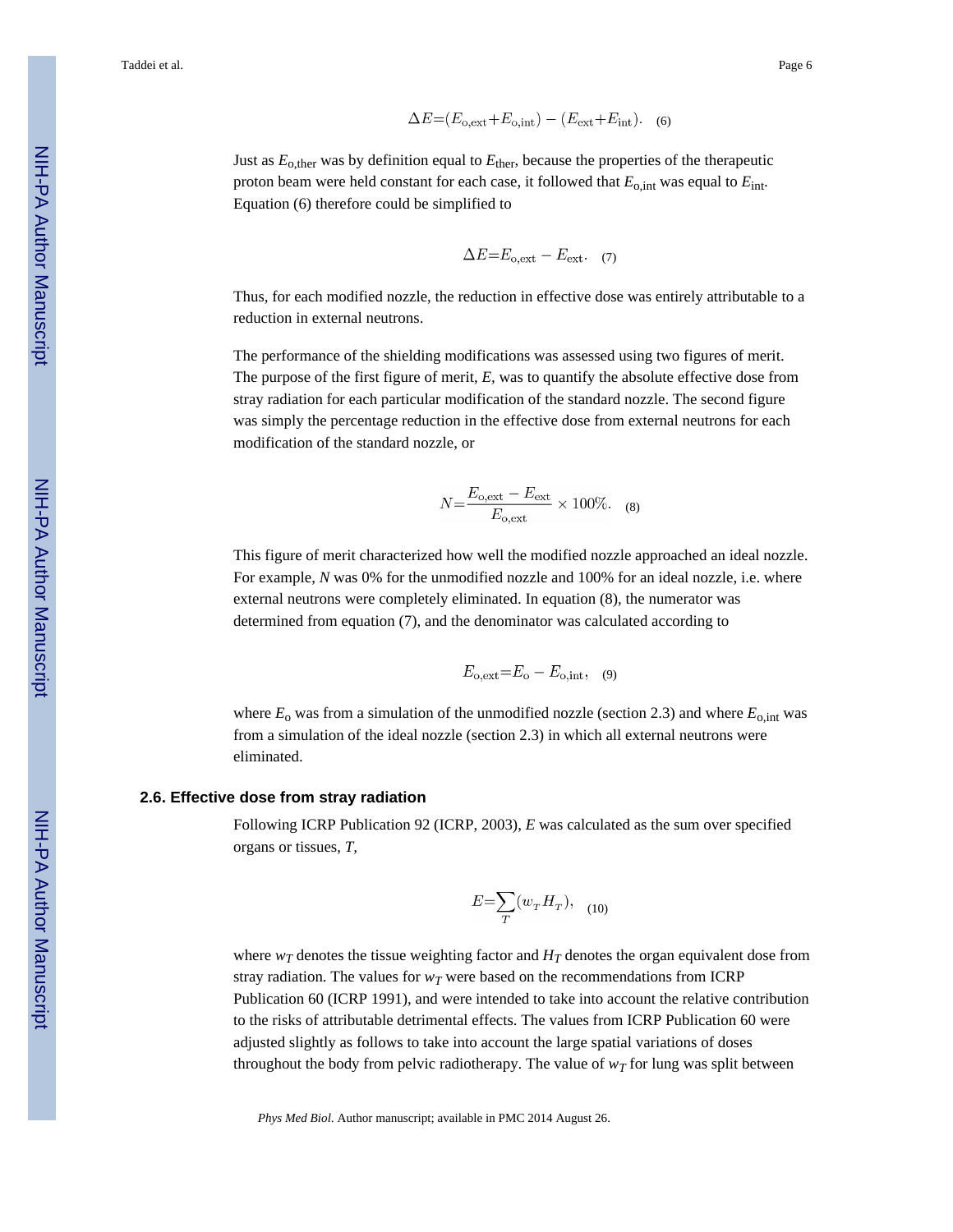$$\Delta E = (E_{\mathrm{o,ext}} + E_{\mathrm{o,int}}) - (E_{\mathrm{ext}} + E_{\mathrm{int}}). \quad (6)$$

Just as $E_{\mathrm{o,ther}}$ was by definition equal to $E_{\mathrm{ther}}$, because the properties of the therapeutic proton beam were held constant for each case, it followed that $E_{\mathrm{o,int}}$ was equal to $E_{\mathrm{int}}$. Equation (6) therefore could be simplified to

$$\Delta E = E_{\mathrm{o,ext}} - E_{\mathrm{ext}}. \quad (7)$$

Thus, for each modified nozzle, the reduction in effective dose was entirely attributable to a reduction in external neutrons.

The performance of the shielding modifications was assessed using two figures of merit. The purpose of the first figure of merit, $E$, was to quantify the absolute effective dose from stray radiation for each particular modification of the standard nozzle. The second figure was simply the percentage reduction in the effective dose from external neutrons for each modification of the standard nozzle, or

$$N = \frac{E_{\mathrm{o,ext}} - E_{\mathrm{ext}}}{E_{\mathrm{o,ext}}} \times 100\%. \quad (8)$$

This figure of merit characterized how well the modified nozzle approached an ideal nozzle. For example, $N$ was 0% for the unmodified nozzle and 100% for an ideal nozzle, i.e. where external neutrons were completely eliminated. In equation (8), the numerator was determined from equation (7), and the denominator was calculated according to

$$E_{\mathrm{o,ext}} = E_{\mathrm{o}} - E_{\mathrm{o,int}}, \quad (9)$$

where $E_{\mathrm{o}}$ was from a simulation of the unmodified nozzle (section 2.3) and where $E_{\mathrm{o,int}}$ was from a simulation of the ideal nozzle (section 2.3) in which all external neutrons were eliminated.

### 2.6. Effective dose from stray radiation

Following ICRP Publication 92 (ICRP, 2003), $E$ was calculated as the sum over specified organs or tissues, $T$,

$$E = \sum_{T} (w_T H_T), \quad (10)$$

where $w_T$ denotes the tissue weighting factor and $H_T$ denotes the organ equivalent dose from stray radiation. The values for $w_T$ were based on the recommendations from ICRP Publication 60 (ICRP 1991), and were intended to take into account the relative contribution to the risks of attributable detrimental effects. The values from ICRP Publication 60 were adjusted slightly as follows to take into account the large spatial variations of doses throughout the body from pelvic radiotherapy. The value of $w_T$ for lung was split between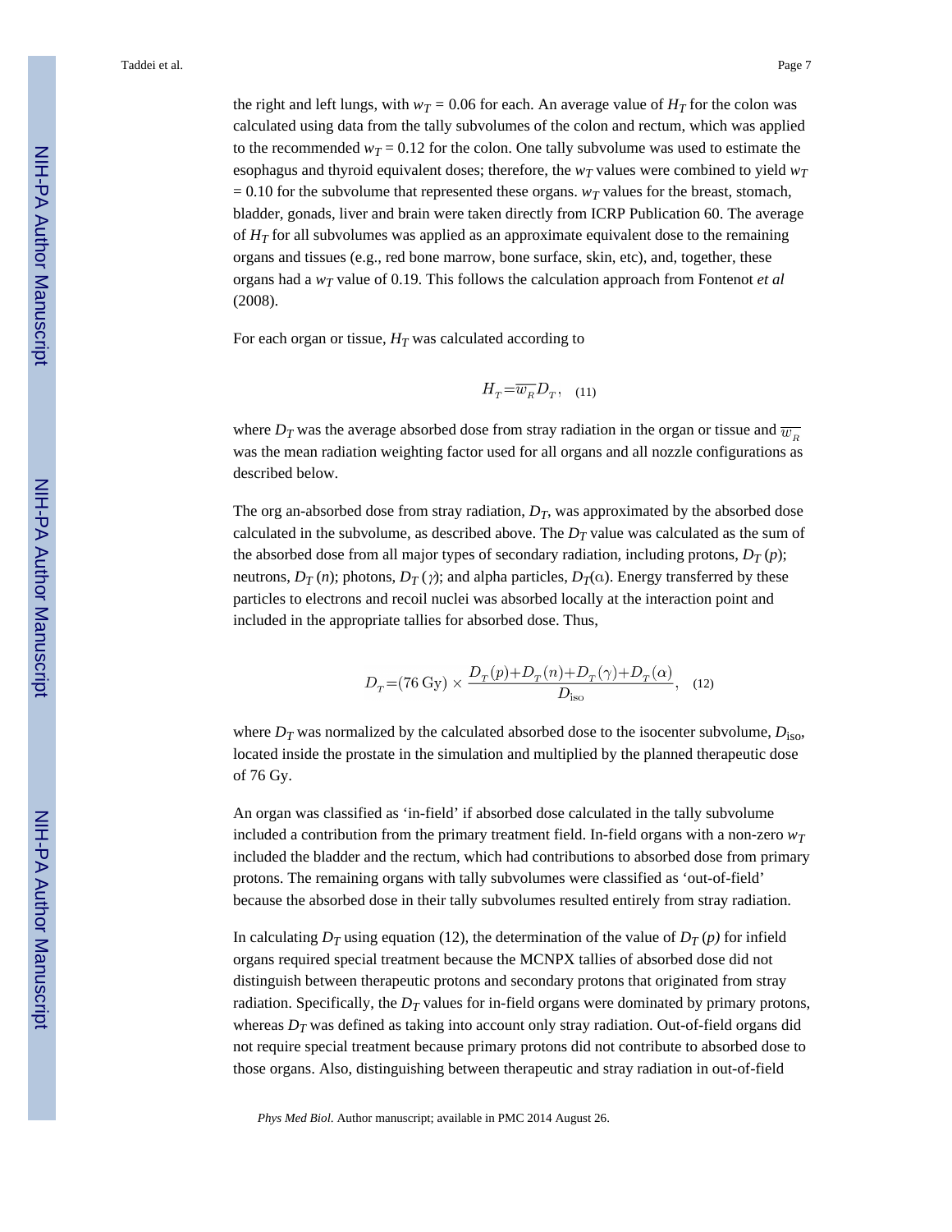the right and left lungs, with $w_T$ = 0.06 for each. An average value of $H_T$ for the colon was calculated using data from the tally subvolumes of the colon and rectum, which was applied to the recommended $w_T$ = 0.12 for the colon. One tally subvolume was used to estimate the esophagus and thyroid equivalent doses; therefore, the $w_T$ values were combined to yield $w_T$ = 0.10 for the subvolume that represented these organs. $w_T$ values for the breast, stomach, bladder, gonads, liver and brain were taken directly from ICRP Publication 60. The average of $H_T$ for all subvolumes was applied as an approximate equivalent dose to the remaining organs and tissues (e.g., red bone marrow, bone surface, skin, etc), and, together, these organs had a $w_T$ value of 0.19. This follows the calculation approach from Fontenot *et al* (2008).

For each organ or tissue, $H_T$ was calculated according to

$$H_T = \overline{w_R} D_T, \quad (11)$$

where $D_T$ was the average absorbed dose from stray radiation in the organ or tissue and $\overline{w_R}$ was the mean radiation weighting factor used for all organs and all nozzle configurations as described below.

The org an-absorbed dose from stray radiation, $D_T$, was approximated by the absorbed dose calculated in the subvolume, as described above. The $D_T$ value was calculated as the sum of the absorbed dose from all major types of secondary radiation, including protons, $D_T(p)$; neutrons, $D_T(n)$; photons, $D_T(\gamma)$; and alpha particles, $D_T(\alpha)$. Energy transferred by these particles to electrons and recoil nuclei was absorbed locally at the interaction point and included in the appropriate tallies for absorbed dose. Thus,

$$D_T = (76 \text{ Gy}) \times \frac{D_T(p) + D_T(n) + D_T(\gamma) + D_T(\alpha)}{D_{\text{iso}}}, \quad (12)$$

where $D_T$ was normalized by the calculated absorbed dose to the isocenter subvolume, $D_{\text{iso}}$, located inside the prostate in the simulation and multiplied by the planned therapeutic dose of 76 Gy.

An organ was classified as 'in-field' if absorbed dose calculated in the tally subvolume included a contribution from the primary treatment field. In-field organs with a non-zero $w_T$ included the bladder and the rectum, which had contributions to absorbed dose from primary protons. The remaining organs with tally subvolumes were classified as 'out-of-field' because the absorbed dose in their tally subvolumes resulted entirely from stray radiation.

In calculating $D_T$ using equation (12), the determination of the value of $D_T(p)$ for infield organs required special treatment because the MCNPX tallies of absorbed dose did not distinguish between therapeutic protons and secondary protons that originated from stray radiation. Specifically, the $D_T$ values for in-field organs were dominated by primary protons, whereas $D_T$ was defined as taking into account only stray radiation. Out-of-field organs did not require special treatment because primary protons did not contribute to absorbed dose to those organs. Also, distinguishing between therapeutic and stray radiation in out-of-field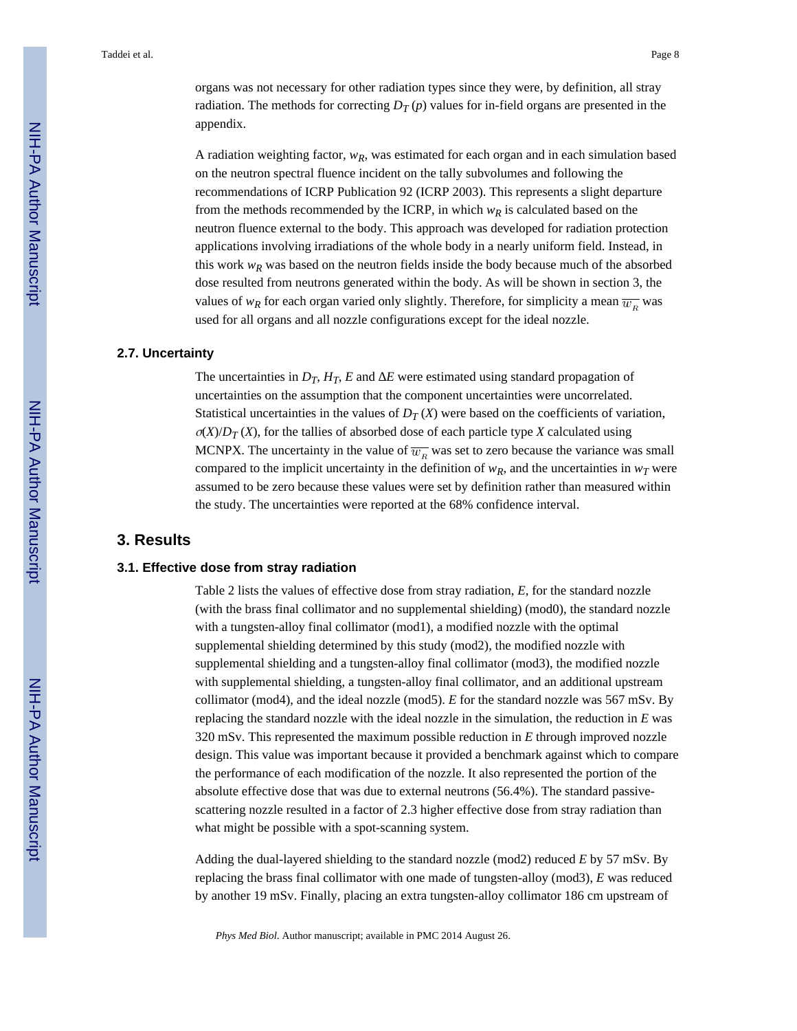organs was not necessary for other radiation types since they were, by definition, all stray radiation. The methods for correcting $D_T(p)$ values for in-field organs are presented in the appendix.

A radiation weighting factor, $w_R$, was estimated for each organ and in each simulation based on the neutron spectral fluence incident on the tally subvolumes and following the recommendations of ICRP Publication 92 (ICRP 2003). This represents a slight departure from the methods recommended by the ICRP, in which $w_R$ is calculated based on the neutron fluence external to the body. This approach was developed for radiation protection applications involving irradiations of the whole body in a nearly uniform field. Instead, in this work $w_R$ was based on the neutron fields inside the body because much of the absorbed dose resulted from neutrons generated within the body. As will be shown in section 3, the values of $w_R$ for each organ varied only slightly. Therefore, for simplicity a mean $\overline{w_R}$ was used for all organs and all nozzle configurations except for the ideal nozzle.

### 2.7. Uncertainty

The uncertainties in $D_T$, $H_T$, $E$ and $\Delta E$ were estimated using standard propagation of uncertainties on the assumption that the component uncertainties were uncorrelated. Statistical uncertainties in the values of $D_T(X)$ were based on the coefficients of variation, $\sigma(X)/D_T(X)$, for the tallies of absorbed dose of each particle type $X$ calculated using MCNPX. The uncertainty in the value of $\overline{w_R}$ was set to zero because the variance was small compared to the implicit uncertainty in the definition of $w_R$, and the uncertainties in $w_T$ were assumed to be zero because these values were set by definition rather than measured within the study. The uncertainties were reported at the 68% confidence interval.

## 3. Results

### 3.1. Effective dose from stray radiation

Table 2 lists the values of effective dose from stray radiation, $E$, for the standard nozzle (with the brass final collimator and no supplemental shielding) (mod0), the standard nozzle with a tungsten-alloy final collimator (mod1), a modified nozzle with the optimal supplemental shielding determined by this study (mod2), the modified nozzle with supplemental shielding and a tungsten-alloy final collimator (mod3), the modified nozzle with supplemental shielding, a tungsten-alloy final collimator, and an additional upstream collimator (mod4), and the ideal nozzle (mod5). $E$ for the standard nozzle was 567 mSv. By replacing the standard nozzle with the ideal nozzle in the simulation, the reduction in $E$ was 320 mSv. This represented the maximum possible reduction in $E$ through improved nozzle design. This value was important because it provided a benchmark against which to compare the performance of each modification of the nozzle. It also represented the portion of the absolute effective dose that was due to external neutrons (56.4%). The standard passive-scattering nozzle resulted in a factor of 2.3 higher effective dose from stray radiation than what might be possible with a spot-scanning system.

Adding the dual-layered shielding to the standard nozzle (mod2) reduced $E$ by 57 mSv. By replacing the brass final collimator with one made of tungsten-alloy (mod3), $E$ was reduced by another 19 mSv. Finally, placing an extra tungsten-alloy collimator 186 cm upstream of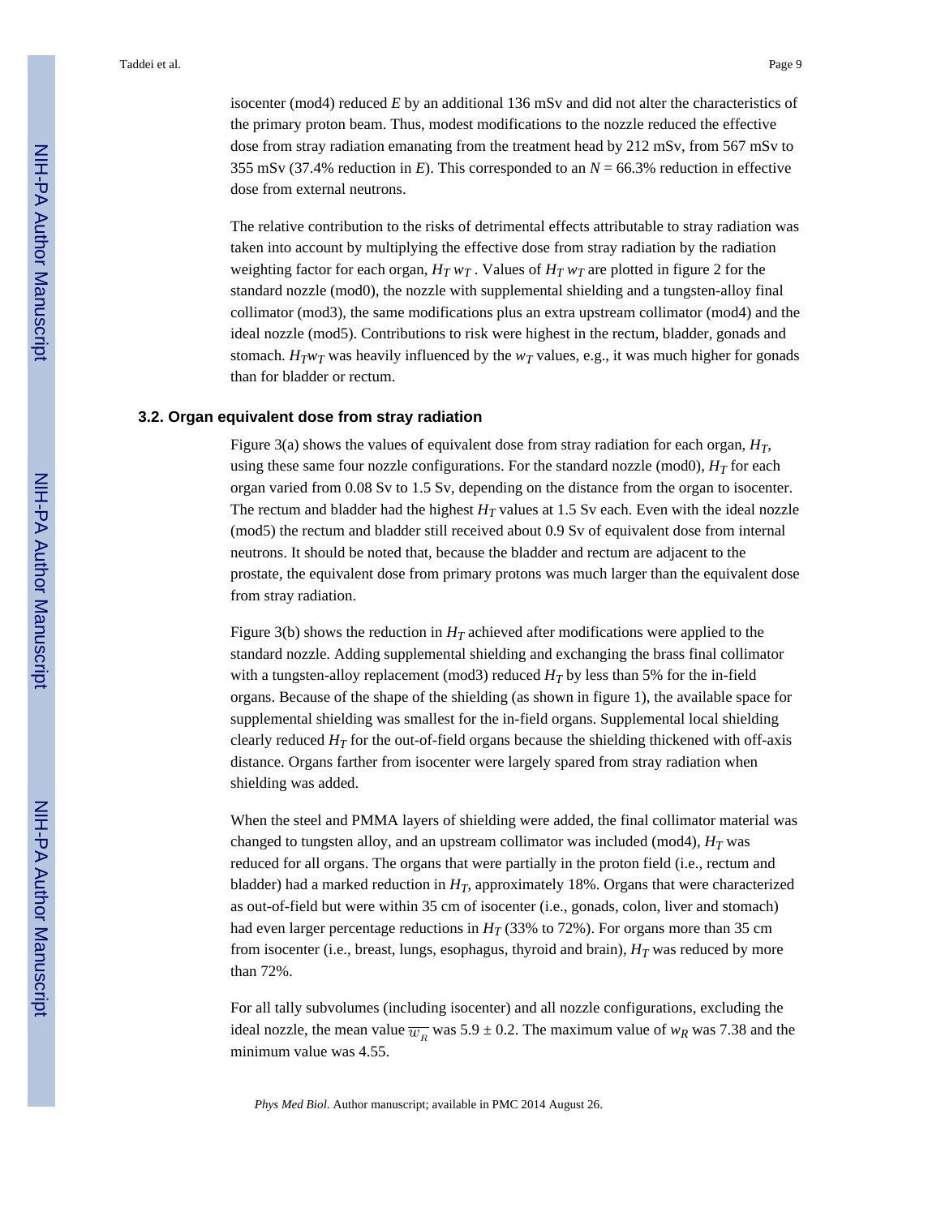isocenter (mod4) reduced $E$ by an additional 136 mSv and did not alter the characteristics of the primary proton beam. Thus, modest modifications to the nozzle reduced the effective dose from stray radiation emanating from the treatment head by 212 mSv, from 567 mSv to 355 mSv (37.4% reduction in $E$). This corresponded to an $N$ = 66.3% reduction in effective dose from external neutrons.

The relative contribution to the risks of detrimental effects attributable to stray radiation was taken into account by multiplying the effective dose from stray radiation by the radiation weighting factor for each organ, $H_T\, w_T$ . Values of $H_T\, w_T$ are plotted in figure 2 for the standard nozzle (mod0), the nozzle with supplemental shielding and a tungsten-alloy final collimator (mod3), the same modifications plus an extra upstream collimator (mod4) and the ideal nozzle (mod5). Contributions to risk were highest in the rectum, bladder, gonads and stomach. $H_T w_T$ was heavily influenced by the $w_T$ values, e.g., it was much higher for gonads than for bladder or rectum.

### 3.2. Organ equivalent dose from stray radiation

Figure 3(a) shows the values of equivalent dose from stray radiation for each organ, $H_T$, using these same four nozzle configurations. For the standard nozzle (mod0), $H_T$ for each organ varied from 0.08 Sv to 1.5 Sv, depending on the distance from the organ to isocenter. The rectum and bladder had the highest $H_T$ values at 1.5 Sv each. Even with the ideal nozzle (mod5) the rectum and bladder still received about 0.9 Sv of equivalent dose from internal neutrons. It should be noted that, because the bladder and rectum are adjacent to the prostate, the equivalent dose from primary protons was much larger than the equivalent dose from stray radiation.

Figure 3(b) shows the reduction in $H_T$ achieved after modifications were applied to the standard nozzle. Adding supplemental shielding and exchanging the brass final collimator with a tungsten-alloy replacement (mod3) reduced $H_T$ by less than 5% for the in-field organs. Because of the shape of the shielding (as shown in figure 1), the available space for supplemental shielding was smallest for the in-field organs. Supplemental local shielding clearly reduced $H_T$ for the out-of-field organs because the shielding thickened with off-axis distance. Organs farther from isocenter were largely spared from stray radiation when shielding was added.

When the steel and PMMA layers of shielding were added, the final collimator material was changed to tungsten alloy, and an upstream collimator was included (mod4), $H_T$ was reduced for all organs. The organs that were partially in the proton field (i.e., rectum and bladder) had a marked reduction in $H_T$, approximately 18%. Organs that were characterized as out-of-field but were within 35 cm of isocenter (i.e., gonads, colon, liver and stomach) had even larger percentage reductions in $H_T$ (33% to 72%). For organs more than 35 cm from isocenter (i.e., breast, lungs, esophagus, thyroid and brain), $H_T$ was reduced by more than 72%.

For all tally subvolumes (including isocenter) and all nozzle configurations, excluding the ideal nozzle, the mean value $\overline{w_R}$ was 5.9 ± 0.2. The maximum value of $w_R$ was 7.38 and the minimum value was 4.55.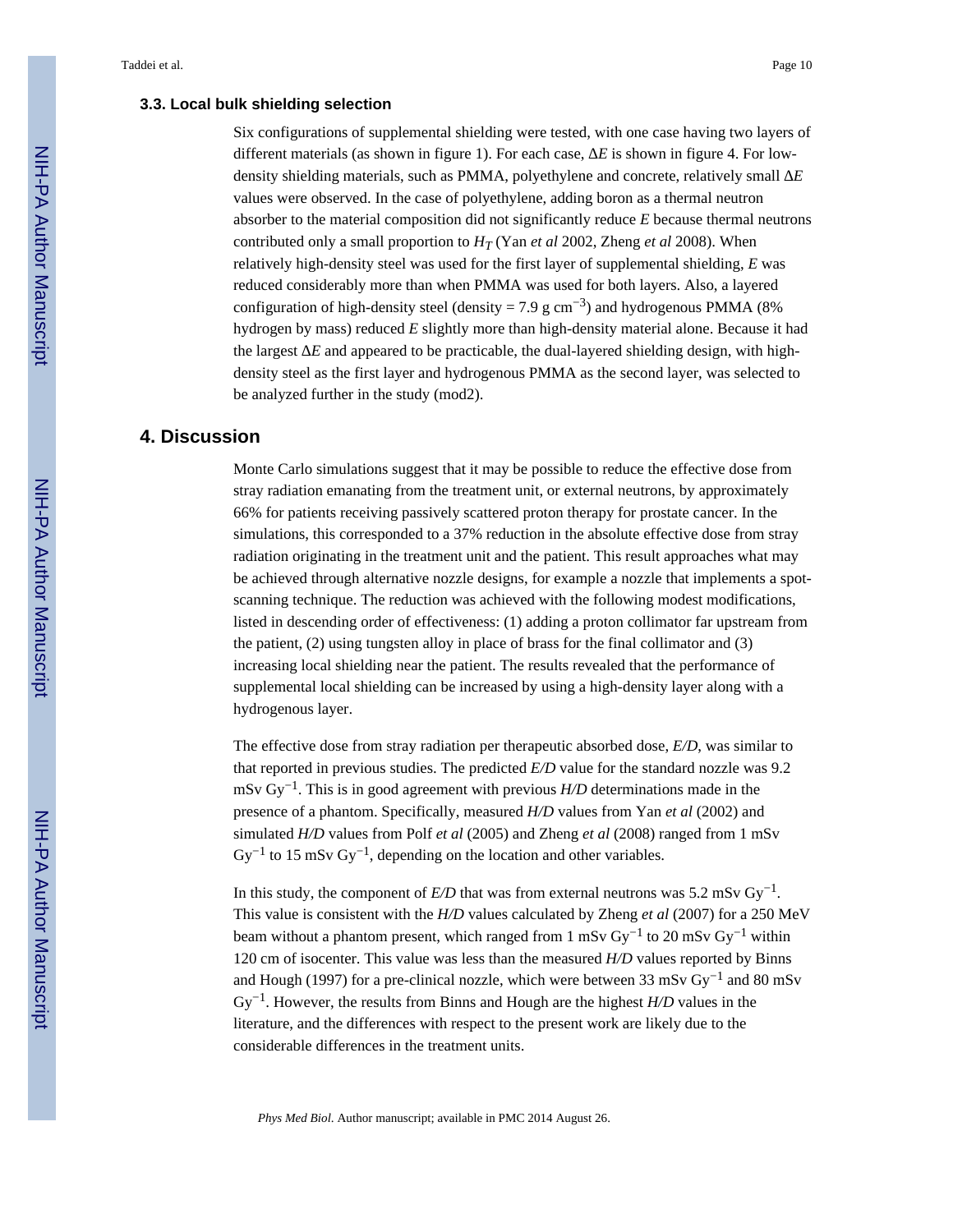### 3.3. Local bulk shielding selection

Six configurations of supplemental shielding were tested, with one case having two layers of different materials (as shown in figure 1). For each case, $\Delta E$ is shown in figure 4. For low-density shielding materials, such as PMMA, polyethylene and concrete, relatively small $\Delta E$ values were observed. In the case of polyethylene, adding boron as a thermal neutron absorber to the material composition did not significantly reduce $E$ because thermal neutrons contributed only a small proportion to $H_T$ (Yan *et al* 2002, Zheng *et al* 2008). When relatively high-density steel was used for the first layer of supplemental shielding, $E$ was reduced considerably more than when PMMA was used for both layers. Also, a layered configuration of high-density steel (density = 7.9 g cm$^{-3}$) and hydrogenous PMMA (8% hydrogen by mass) reduced $E$ slightly more than high-density material alone. Because it had the largest $\Delta E$ and appeared to be practicable, the dual-layered shielding design, with high-density steel as the first layer and hydrogenous PMMA as the second layer, was selected to be analyzed further in the study (mod2).

## 4. Discussion

Monte Carlo simulations suggest that it may be possible to reduce the effective dose from stray radiation emanating from the treatment unit, or external neutrons, by approximately 66% for patients receiving passively scattered proton therapy for prostate cancer. In the simulations, this corresponded to a 37% reduction in the absolute effective dose from stray radiation originating in the treatment unit and the patient. This result approaches what may be achieved through alternative nozzle designs, for example a nozzle that implements a spot-scanning technique. The reduction was achieved with the following modest modifications, listed in descending order of effectiveness: (1) adding a proton collimator far upstream from the patient, (2) using tungsten alloy in place of brass for the final collimator and (3) increasing local shielding near the patient. The results revealed that the performance of supplemental local shielding can be increased by using a high-density layer along with a hydrogenous layer.

The effective dose from stray radiation per therapeutic absorbed dose, $E/D$, was similar to that reported in previous studies. The predicted $E/D$ value for the standard nozzle was 9.2 mSv Gy$^{-1}$. This is in good agreement with previous $H/D$ determinations made in the presence of a phantom. Specifically, measured $H/D$ values from Yan *et al* (2002) and simulated $H/D$ values from Polf *et al* (2005) and Zheng *et al* (2008) ranged from 1 mSv Gy$^{-1}$ to 15 mSv Gy$^{-1}$, depending on the location and other variables.

In this study, the component of $E/D$ that was from external neutrons was 5.2 mSv Gy$^{-1}$. This value is consistent with the $H/D$ values calculated by Zheng *et al* (2007) for a 250 MeV beam without a phantom present, which ranged from 1 mSv Gy$^{-1}$ to 20 mSv Gy$^{-1}$ within 120 cm of isocenter. This value was less than the measured $H/D$ values reported by Binns and Hough (1997) for a pre-clinical nozzle, which were between 33 mSv Gy$^{-1}$ and 80 mSv Gy$^{-1}$. However, the results from Binns and Hough are the highest $H/D$ values in the literature, and the differences with respect to the present work are likely due to the considerable differences in the treatment units.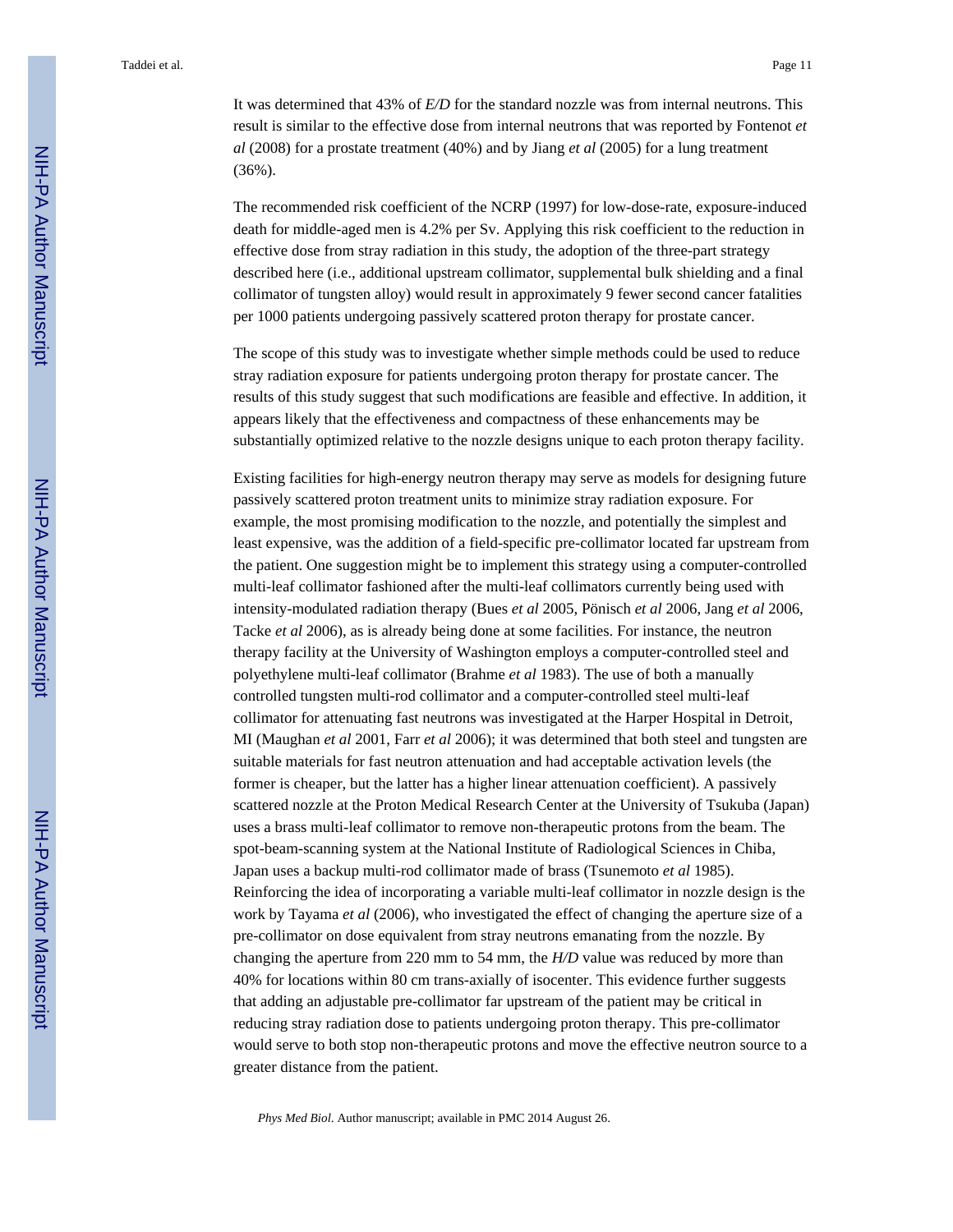It was determined that 43% of *E/D* for the standard nozzle was from internal neutrons. This result is similar to the effective dose from internal neutrons that was reported by Fontenot *et al* (2008) for a prostate treatment (40%) and by Jiang *et al* (2005) for a lung treatment (36%).

The recommended risk coefficient of the NCRP (1997) for low-dose-rate, exposure-induced death for middle-aged men is 4.2% per Sv. Applying this risk coefficient to the reduction in effective dose from stray radiation in this study, the adoption of the three-part strategy described here (i.e., additional upstream collimator, supplemental bulk shielding and a final collimator of tungsten alloy) would result in approximately 9 fewer second cancer fatalities per 1000 patients undergoing passively scattered proton therapy for prostate cancer.

The scope of this study was to investigate whether simple methods could be used to reduce stray radiation exposure for patients undergoing proton therapy for prostate cancer. The results of this study suggest that such modifications are feasible and effective. In addition, it appears likely that the effectiveness and compactness of these enhancements may be substantially optimized relative to the nozzle designs unique to each proton therapy facility.

Existing facilities for high-energy neutron therapy may serve as models for designing future passively scattered proton treatment units to minimize stray radiation exposure. For example, the most promising modification to the nozzle, and potentially the simplest and least expensive, was the addition of a field-specific pre-collimator located far upstream from the patient. One suggestion might be to implement this strategy using a computer-controlled multi-leaf collimator fashioned after the multi-leaf collimators currently being used with intensity-modulated radiation therapy (Bues *et al* 2005, Pönisch *et al* 2006, Jang *et al* 2006, Tacke *et al* 2006), as is already being done at some facilities. For instance, the neutron therapy facility at the University of Washington employs a computer-controlled steel and polyethylene multi-leaf collimator (Brahme *et al* 1983). The use of both a manually controlled tungsten multi-rod collimator and a computer-controlled steel multi-leaf collimator for attenuating fast neutrons was investigated at the Harper Hospital in Detroit, MI (Maughan *et al* 2001, Farr *et al* 2006); it was determined that both steel and tungsten are suitable materials for fast neutron attenuation and had acceptable activation levels (the former is cheaper, but the latter has a higher linear attenuation coefficient). A passively scattered nozzle at the Proton Medical Research Center at the University of Tsukuba (Japan) uses a brass multi-leaf collimator to remove non-therapeutic protons from the beam. The spot-beam-scanning system at the National Institute of Radiological Sciences in Chiba, Japan uses a backup multi-rod collimator made of brass (Tsunemoto *et al* 1985). Reinforcing the idea of incorporating a variable multi-leaf collimator in nozzle design is the work by Tayama *et al* (2006), who investigated the effect of changing the aperture size of a pre-collimator on dose equivalent from stray neutrons emanating from the nozzle. By changing the aperture from 220 mm to 54 mm, the *H/D* value was reduced by more than 40% for locations within 80 cm trans-axially of isocenter. This evidence further suggests that adding an adjustable pre-collimator far upstream of the patient may be critical in reducing stray radiation dose to patients undergoing proton therapy. This pre-collimator would serve to both stop non-therapeutic protons and move the effective neutron source to a greater distance from the patient.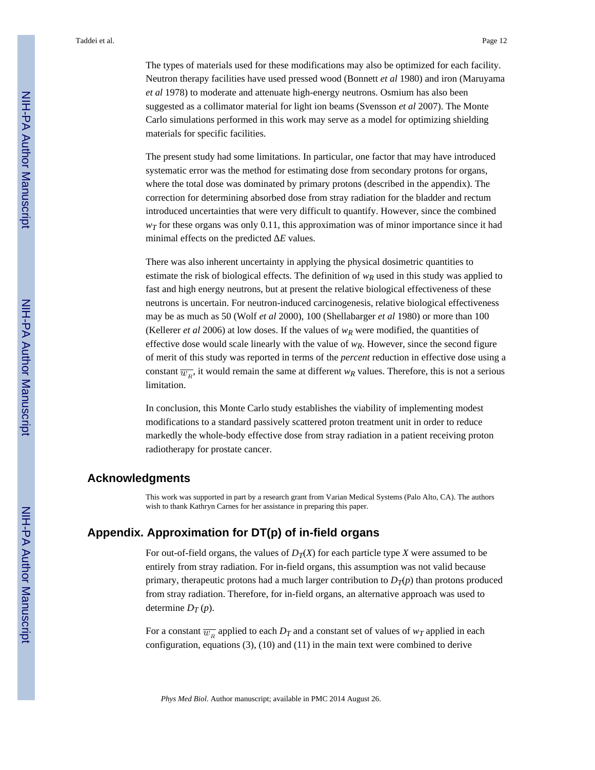The types of materials used for these modifications may also be optimized for each facility. Neutron therapy facilities have used pressed wood (Bonnett *et al* 1980) and iron (Maruyama *et al* 1978) to moderate and attenuate high-energy neutrons. Osmium has also been suggested as a collimator material for light ion beams (Svensson *et al* 2007). The Monte Carlo simulations performed in this work may serve as a model for optimizing shielding materials for specific facilities.

The present study had some limitations. In particular, one factor that may have introduced systematic error was the method for estimating dose from secondary protons for organs, where the total dose was dominated by primary protons (described in the appendix). The correction for determining absorbed dose from stray radiation for the bladder and rectum introduced uncertainties that were very difficult to quantify. However, since the combined $w_T$ for these organs was only 0.11, this approximation was of minor importance since it had minimal effects on the predicted $\Delta E$ values.

There was also inherent uncertainty in applying the physical dosimetric quantities to estimate the risk of biological effects. The definition of $w_R$ used in this study was applied to fast and high energy neutrons, but at present the relative biological effectiveness of these neutrons is uncertain. For neutron-induced carcinogenesis, relative biological effectiveness may be as much as 50 (Wolf *et al* 2000), 100 (Shellabarger *et al* 1980) or more than 100 (Kellerer *et al* 2006) at low doses. If the values of $w_R$ were modified, the quantities of effective dose would scale linearly with the value of $w_R$. However, since the second figure of merit of this study was reported in terms of the *percent* reduction in effective dose using a constant $\overline{w_R}$, it would remain the same at different $w_R$ values. Therefore, this is not a serious limitation.

In conclusion, this Monte Carlo study establishes the viability of implementing modest modifications to a standard passively scattered proton treatment unit in order to reduce markedly the whole-body effective dose from stray radiation in a patient receiving proton radiotherapy for prostate cancer.

## Acknowledgments

This work was supported in part by a research grant from Varian Medical Systems (Palo Alto, CA). The authors wish to thank Kathryn Carnes for her assistance in preparing this paper.

## Appendix. Approximation for DT(p) of in-field organs

For out-of-field organs, the values of $D_T(X)$ for each particle type $X$ were assumed to be entirely from stray radiation. For in-field organs, this assumption was not valid because primary, therapeutic protons had a much larger contribution to $D_T(p)$ than protons produced from stray radiation. Therefore, for in-field organs, an alternative approach was used to determine $D_T(p)$.

For a constant $\overline{w_R}$ applied to each $D_T$ and a constant set of values of $w_T$ applied in each configuration, equations (3), (10) and (11) in the main text were combined to derive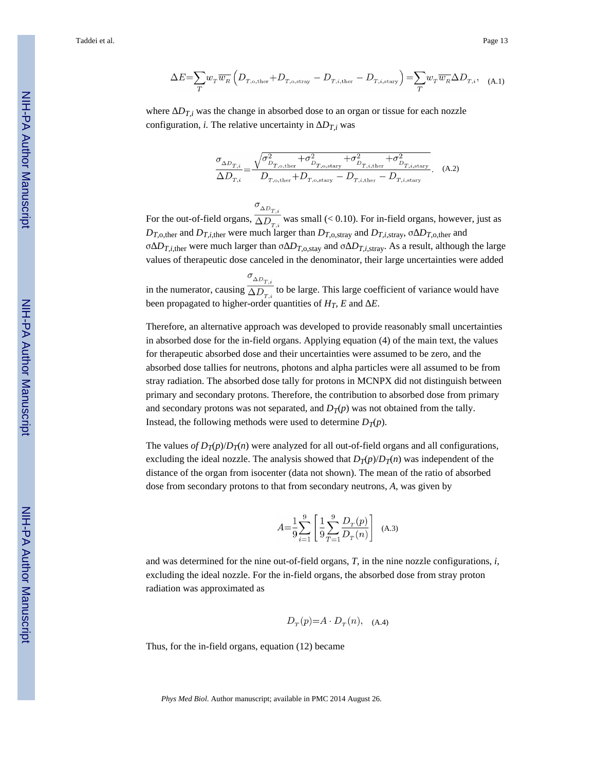$$\Delta E = \sum_T w_T \overline{w_R} \left( D_{T,\mathrm{o,ther}} + D_{T,\mathrm{o,stray}} - D_{T,i,\mathrm{ther}} - D_{T,i,\mathrm{stary}} \right) = \sum_T w_T \overline{w_R} \Delta D_{T,i}, \quad \text{(A.1)}$$

where $\Delta D_{T,i}$ was the change in absorbed dose to an organ or tissue for each nozzle configuration, *i*. The relative uncertainty in $\Delta D_{T,i}$ was

$$\frac{\sigma_{\Delta D_{T,i}}}{\Delta D_{T,i}} = \frac{\sqrt{\sigma^2_{D_{T,\mathrm{o,ther}}} + \sigma^2_{D_{T,\mathrm{o,stary}}} + \sigma^2_{D_{T,i,\mathrm{ther}}} + \sigma^2_{D_{T,i,\mathrm{stary}}}}}{D_{T,\mathrm{o,ther}} + D_{T,\mathrm{o,stary}} - D_{T,i,\mathrm{ther}} - D_{T,i,\mathrm{stary}}}. \quad \text{(A.2)}$$

For the out-of-field organs, $\frac{\sigma_{\Delta D_{T,i}}}{\Delta D_{T,i}}$ was small (< 0.10). For in-field organs, however, just as $D_{T,\mathrm{o,ther}}$ and $D_{T,i,\mathrm{ther}}$ were much larger than $D_{T,\mathrm{o,stray}}$ and $D_{T,i,\mathrm{stray}}$, $\sigma\Delta D_{T,\mathrm{o,ther}}$ and $\sigma\Delta D_{T,i,\mathrm{ther}}$ were much larger than $\sigma\Delta D_{T,\mathrm{o,stay}}$ and $\sigma\Delta D_{T,i,\mathrm{stray}}$. As a result, although the large values of therapeutic dose canceled in the denominator, their large uncertainties were added in the numerator, causing $\frac{\sigma_{\Delta D_{T,i}}}{\Delta D_{T,i}}$ to be large. This large coefficient of variance would have been propagated to higher-order quantities of $H_T$, $E$ and $\Delta E$.

Therefore, an alternative approach was developed to provide reasonably small uncertainties in absorbed dose for the in-field organs. Applying equation (4) of the main text, the values for therapeutic absorbed dose and their uncertainties were assumed to be zero, and the absorbed dose tallies for neutrons, photons and alpha particles were all assumed to be from stray radiation. The absorbed dose tally for protons in MCNPX did not distinguish between primary and secondary protons. Therefore, the contribution to absorbed dose from primary and secondary protons was not separated, and $D_T(p)$ was not obtained from the tally. Instead, the following methods were used to determine $D_T(p)$.

The values *of* $D_T(p)/D_T(n)$ were analyzed for all out-of-field organs and all configurations, excluding the ideal nozzle. The analysis showed that $D_T(p)/D_T(n)$ was independent of the distance of the organ from isocenter (data not shown). The mean of the ratio of absorbed dose from secondary protons to that from secondary neutrons, *A*, was given by

$$A = \frac{1}{9} \sum_{i=1}^{9} \left[ \frac{1}{9} \sum_{T=1}^{9} \frac{D_T(p)}{D_T(n)} \right] \quad \text{(A.3)}$$

and was determined for the nine out-of-field organs, *T*, in the nine nozzle configurations, *i*, excluding the ideal nozzle. For the in-field organs, the absorbed dose from stray proton radiation was approximated as

$$D_T(p) = A \cdot D_T(n), \quad \text{(A.4)}$$

Thus, for the in-field organs, equation (12) became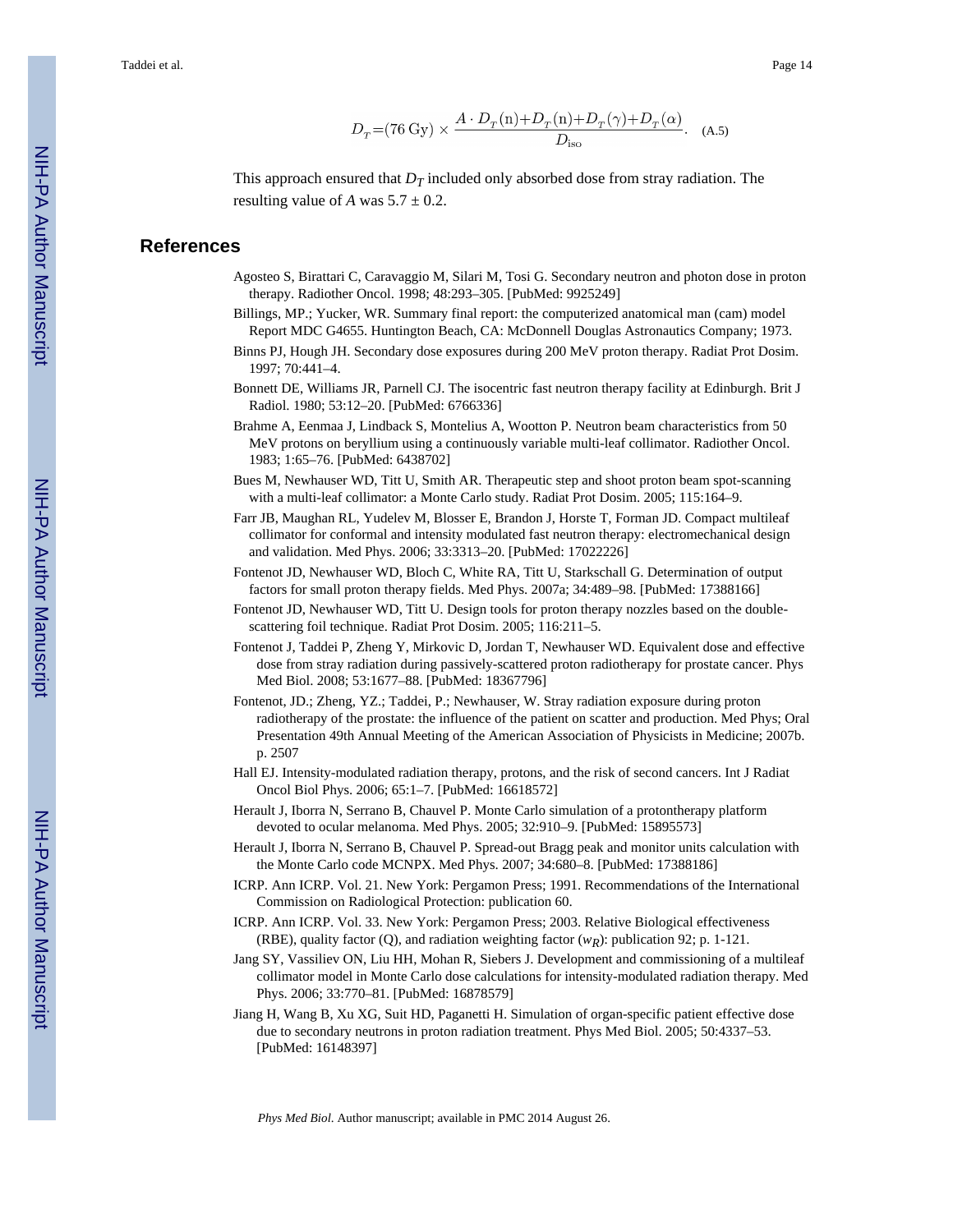$$D_T = (76\ \mathrm{Gy}) \times \frac{A \cdot D_T(\mathrm{n}) + D_T(\mathrm{n}) + D_T(\gamma) + D_T(\alpha)}{D_{\mathrm{iso}}}. \quad \text{(A.5)}$$

This approach ensured that $D_T$ included only absorbed dose from stray radiation. The resulting value of $A$ was 5.7 ± 0.2.

## References

Agosteo S, Birattari C, Caravaggio M, Silari M, Tosi G. Secondary neutron and photon dose in proton therapy. Radiother Oncol. 1998; 48:293–305. [PubMed: 9925249]

Billings, MP.; Yucker, WR. Summary final report: the computerized anatomical man (cam) model Report MDC G4655. Huntington Beach, CA: McDonnell Douglas Astronautics Company; 1973.

Binns PJ, Hough JH. Secondary dose exposures during 200 MeV proton therapy. Radiat Prot Dosim. 1997; 70:441–4.

Bonnett DE, Williams JR, Parnell CJ. The isocentric fast neutron therapy facility at Edinburgh. Brit J Radiol. 1980; 53:12–20. [PubMed: 6766336]

Brahme A, Eenmaa J, Lindback S, Montelius A, Wootton P. Neutron beam characteristics from 50 MeV protons on beryllium using a continuously variable multi-leaf collimator. Radiother Oncol. 1983; 1:65–76. [PubMed: 6438702]

Bues M, Newhauser WD, Titt U, Smith AR. Therapeutic step and shoot proton beam spot-scanning with a multi-leaf collimator: a Monte Carlo study. Radiat Prot Dosim. 2005; 115:164–9.

Farr JB, Maughan RL, Yudelev M, Blosser E, Brandon J, Horste T, Forman JD. Compact multileaf collimator for conformal and intensity modulated fast neutron therapy: electromechanical design and validation. Med Phys. 2006; 33:3313–20. [PubMed: 17022226]

Fontenot JD, Newhauser WD, Bloch C, White RA, Titt U, Starkschall G. Determination of output factors for small proton therapy fields. Med Phys. 2007a; 34:489–98. [PubMed: 17388166]

Fontenot JD, Newhauser WD, Titt U. Design tools for proton therapy nozzles based on the double-scattering foil technique. Radiat Prot Dosim. 2005; 116:211–5.

Fontenot J, Taddei P, Zheng Y, Mirkovic D, Jordan T, Newhauser WD. Equivalent dose and effective dose from stray radiation during passively-scattered proton radiotherapy for prostate cancer. Phys Med Biol. 2008; 53:1677–88. [PubMed: 18367796]

Fontenot, JD.; Zheng, YZ.; Taddei, P.; Newhauser, W. Stray radiation exposure during proton radiotherapy of the prostate: the influence of the patient on scatter and production. Med Phys; Oral Presentation 49th Annual Meeting of the American Association of Physicists in Medicine; 2007b. p. 2507

Hall EJ. Intensity-modulated radiation therapy, protons, and the risk of second cancers. Int J Radiat Oncol Biol Phys. 2006; 65:1–7. [PubMed: 16618572]

Herault J, Iborra N, Serrano B, Chauvel P. Monte Carlo simulation of a protontherapy platform devoted to ocular melanoma. Med Phys. 2005; 32:910–9. [PubMed: 15895573]

Herault J, Iborra N, Serrano B, Chauvel P. Spread-out Bragg peak and monitor units calculation with the Monte Carlo code MCNPX. Med Phys. 2007; 34:680–8. [PubMed: 17388186]

ICRP. Ann ICRP. Vol. 21. New York: Pergamon Press; 1991. Recommendations of the International Commission on Radiological Protection: publication 60.

ICRP. Ann ICRP. Vol. 33. New York: Pergamon Press; 2003. Relative Biological effectiveness (RBE), quality factor (Q), and radiation weighting factor ($w_R$): publication 92; p. 1-121.

Jang SY, Vassiliev ON, Liu HH, Mohan R, Siebers J. Development and commissioning of a multileaf collimator model in Monte Carlo dose calculations for intensity-modulated radiation therapy. Med Phys. 2006; 33:770–81. [PubMed: 16878579]

Jiang H, Wang B, Xu XG, Suit HD, Paganetti H. Simulation of organ-specific patient effective dose due to secondary neutrons in proton radiation treatment. Phys Med Biol. 2005; 50:4337–53. [PubMed: 16148397]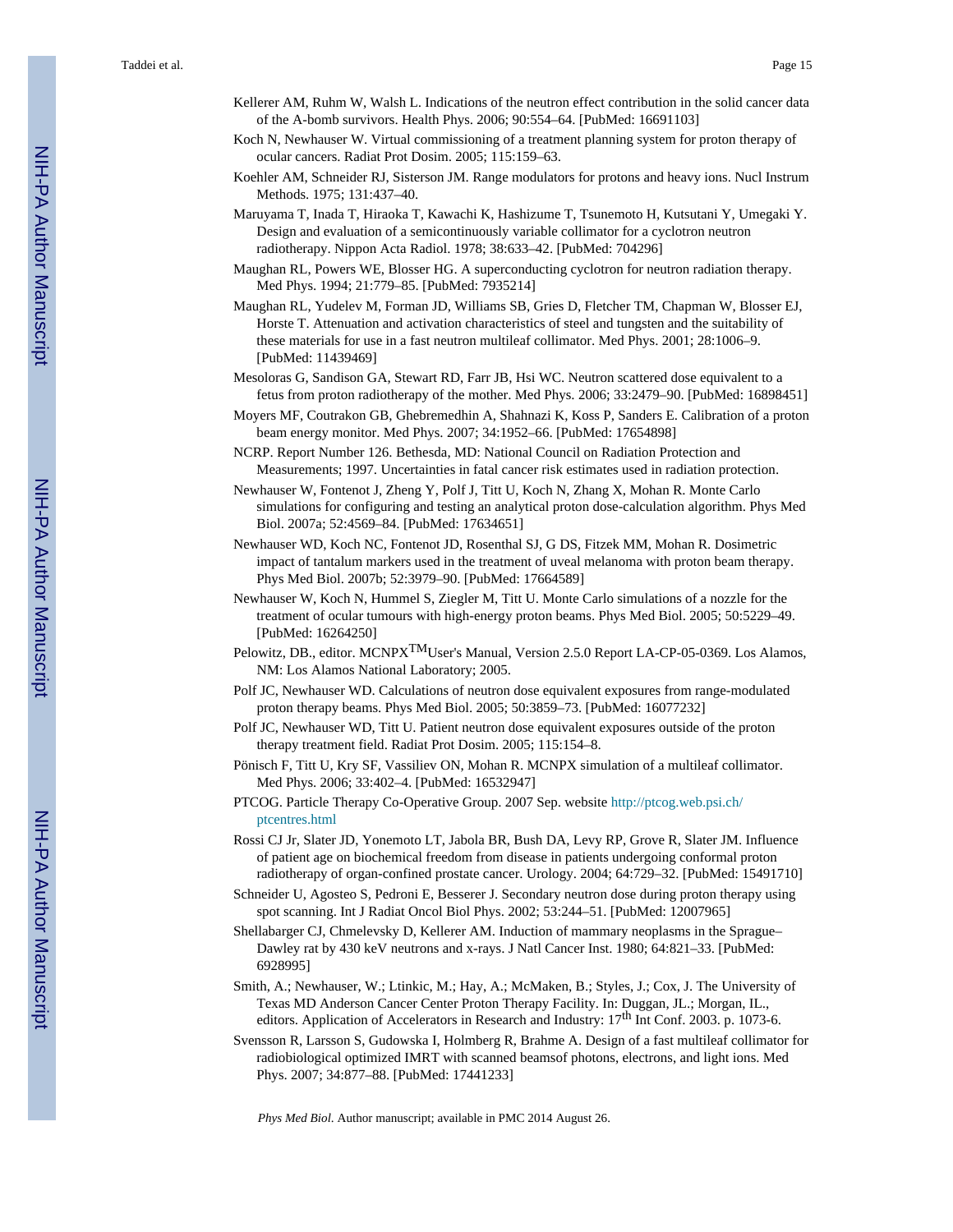Kellerer AM, Ruhm W, Walsh L. Indications of the neutron effect contribution in the solid cancer data of the A-bomb survivors. Health Phys. 2006; 90:554–64. [PubMed: 16691103]

Koch N, Newhauser W. Virtual commissioning of a treatment planning system for proton therapy of ocular cancers. Radiat Prot Dosim. 2005; 115:159–63.

Koehler AM, Schneider RJ, Sisterson JM. Range modulators for protons and heavy ions. Nucl Instrum Methods. 1975; 131:437–40.

Maruyama T, Inada T, Hiraoka T, Kawachi K, Hashizume T, Tsunemoto H, Kutsutani Y, Umegaki Y. Design and evaluation of a semicontinuously variable collimator for a cyclotron neutron radiotherapy. Nippon Acta Radiol. 1978; 38:633–42. [PubMed: 704296]

Maughan RL, Powers WE, Blosser HG. A superconducting cyclotron for neutron radiation therapy. Med Phys. 1994; 21:779–85. [PubMed: 7935214]

Maughan RL, Yudelev M, Forman JD, Williams SB, Gries D, Fletcher TM, Chapman W, Blosser EJ, Horste T. Attenuation and activation characteristics of steel and tungsten and the suitability of these materials for use in a fast neutron multileaf collimator. Med Phys. 2001; 28:1006–9. [PubMed: 11439469]

Mesoloras G, Sandison GA, Stewart RD, Farr JB, Hsi WC. Neutron scattered dose equivalent to a fetus from proton radiotherapy of the mother. Med Phys. 2006; 33:2479–90. [PubMed: 16898451]

Moyers MF, Coutrakon GB, Ghebremedhin A, Shahnazi K, Koss P, Sanders E. Calibration of a proton beam energy monitor. Med Phys. 2007; 34:1952–66. [PubMed: 17654898]

NCRP. Report Number 126. Bethesda, MD: National Council on Radiation Protection and Measurements; 1997. Uncertainties in fatal cancer risk estimates used in radiation protection.

Newhauser W, Fontenot J, Zheng Y, Polf J, Titt U, Koch N, Zhang X, Mohan R. Monte Carlo simulations for configuring and testing an analytical proton dose-calculation algorithm. Phys Med Biol. 2007a; 52:4569–84. [PubMed: 17634651]

Newhauser WD, Koch NC, Fontenot JD, Rosenthal SJ, G DS, Fitzek MM, Mohan R. Dosimetric impact of tantalum markers used in the treatment of uveal melanoma with proton beam therapy. Phys Med Biol. 2007b; 52:3979–90. [PubMed: 17664589]

Newhauser W, Koch N, Hummel S, Ziegler M, Titt U. Monte Carlo simulations of a nozzle for the treatment of ocular tumours with high-energy proton beams. Phys Med Biol. 2005; 50:5229–49. [PubMed: 16264250]

Pelowitz, DB., editor. MCNPX™ User's Manual, Version 2.5.0 Report LA-CP-05-0369. Los Alamos, NM: Los Alamos National Laboratory; 2005.

Polf JC, Newhauser WD. Calculations of neutron dose equivalent exposures from range-modulated proton therapy beams. Phys Med Biol. 2005; 50:3859–73. [PubMed: 16077232]

Polf JC, Newhauser WD, Titt U. Patient neutron dose equivalent exposures outside of the proton therapy treatment field. Radiat Prot Dosim. 2005; 115:154–8.

Pönisch F, Titt U, Kry SF, Vassiliev ON, Mohan R. MCNPX simulation of a multileaf collimator. Med Phys. 2006; 33:402–4. [PubMed: 16532947]

PTCOG. Particle Therapy Co-Operative Group. 2007 Sep. website http://ptcog.web.psi.ch/ptcentres.html

Rossi CJ Jr, Slater JD, Yonemoto LT, Jabola BR, Bush DA, Levy RP, Grove R, Slater JM. Influence of patient age on biochemical freedom from disease in patients undergoing conformal proton radiotherapy of organ-confined prostate cancer. Urology. 2004; 64:729–32. [PubMed: 15491710]

Schneider U, Agosteo S, Pedroni E, Besserer J. Secondary neutron dose during proton therapy using spot scanning. Int J Radiat Oncol Biol Phys. 2002; 53:244–51. [PubMed: 12007965]

Shellabarger CJ, Chmelevsky D, Kellerer AM. Induction of mammary neoplasms in the Sprague–Dawley rat by 430 keV neutrons and x-rays. J Natl Cancer Inst. 1980; 64:821–33. [PubMed: 6928995]

Smith, A.; Newhauser, W.; Ltinkic, M.; Hay, A.; McMaken, B.; Styles, J.; Cox, J. The University of Texas MD Anderson Cancer Center Proton Therapy Facility. In: Duggan, JL.; Morgan, IL., editors. Application of Accelerators in Research and Industry: 17th Int Conf. 2003. p. 1073-6.

Svensson R, Larsson S, Gudowska I, Holmberg R, Brahme A. Design of a fast multileaf collimator for radiobiological optimized IMRT with scanned beamsof photons, electrons, and light ions. Med Phys. 2007; 34:877–88. [PubMed: 17441233]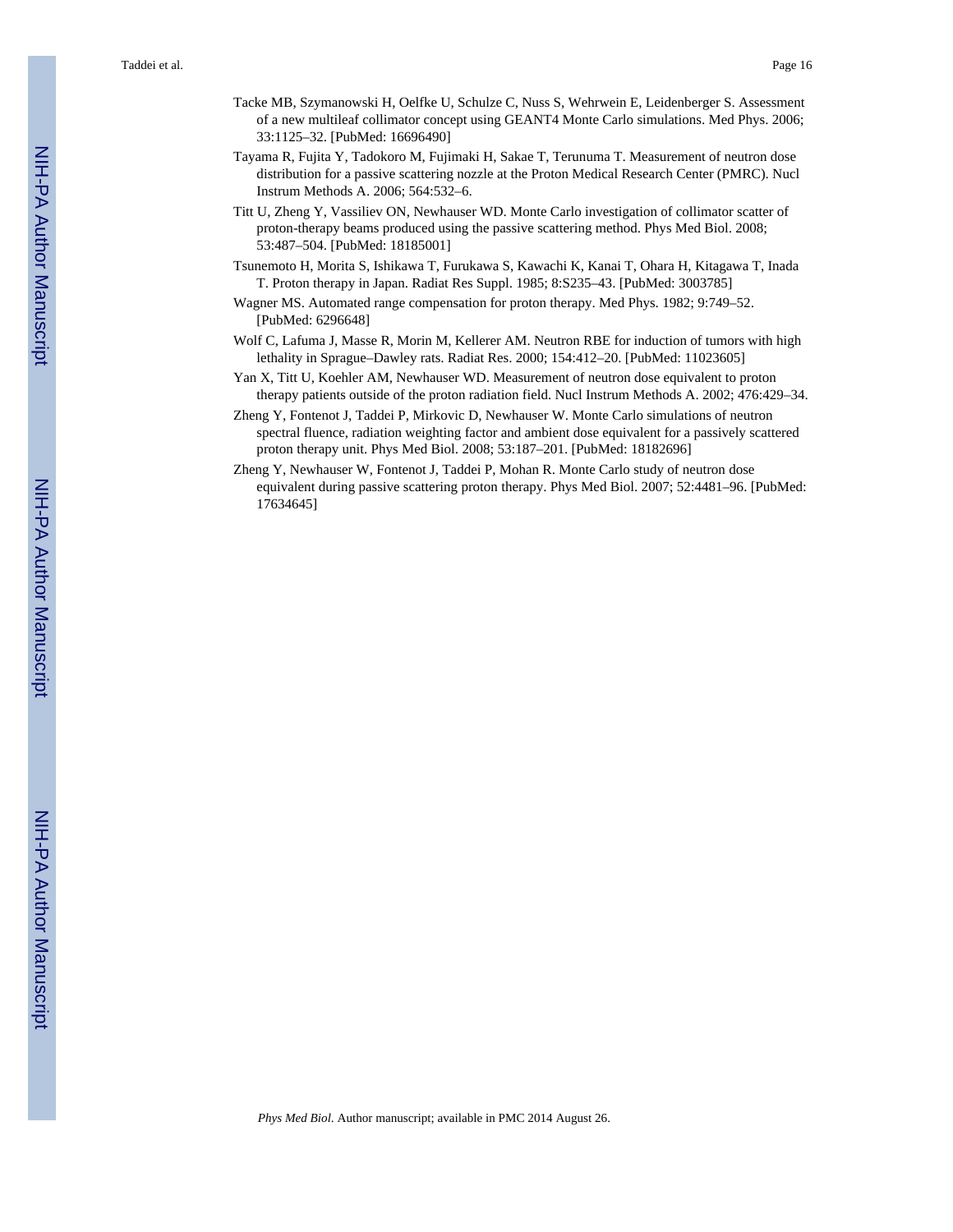Tacke MB, Szymanowski H, Oelfke U, Schulze C, Nuss S, Wehrwein E, Leidenberger S. Assessment of a new multileaf collimator concept using GEANT4 Monte Carlo simulations. Med Phys. 2006; 33:1125–32. [PubMed: 16696490]

Tayama R, Fujita Y, Tadokoro M, Fujimaki H, Sakae T, Terunuma T. Measurement of neutron dose distribution for a passive scattering nozzle at the Proton Medical Research Center (PMRC). Nucl Instrum Methods A. 2006; 564:532–6.

Titt U, Zheng Y, Vassiliev ON, Newhauser WD. Monte Carlo investigation of collimator scatter of proton-therapy beams produced using the passive scattering method. Phys Med Biol. 2008; 53:487–504. [PubMed: 18185001]

Tsunemoto H, Morita S, Ishikawa T, Furukawa S, Kawachi K, Kanai T, Ohara H, Kitagawa T, Inada T. Proton therapy in Japan. Radiat Res Suppl. 1985; 8:S235–43. [PubMed: 3003785]

Wagner MS. Automated range compensation for proton therapy. Med Phys. 1982; 9:749–52. [PubMed: 6296648]

Wolf C, Lafuma J, Masse R, Morin M, Kellerer AM. Neutron RBE for induction of tumors with high lethality in Sprague–Dawley rats. Radiat Res. 2000; 154:412–20. [PubMed: 11023605]

Yan X, Titt U, Koehler AM, Newhauser WD. Measurement of neutron dose equivalent to proton therapy patients outside of the proton radiation field. Nucl Instrum Methods A. 2002; 476:429–34.

Zheng Y, Fontenot J, Taddei P, Mirkovic D, Newhauser W. Monte Carlo simulations of neutron spectral fluence, radiation weighting factor and ambient dose equivalent for a passively scattered proton therapy unit. Phys Med Biol. 2008; 53:187–201. [PubMed: 18182696]

Zheng Y, Newhauser W, Fontenot J, Taddei P, Mohan R. Monte Carlo study of neutron dose equivalent during passive scattering proton therapy. Phys Med Biol. 2007; 52:4481–96. [PubMed: 17634645]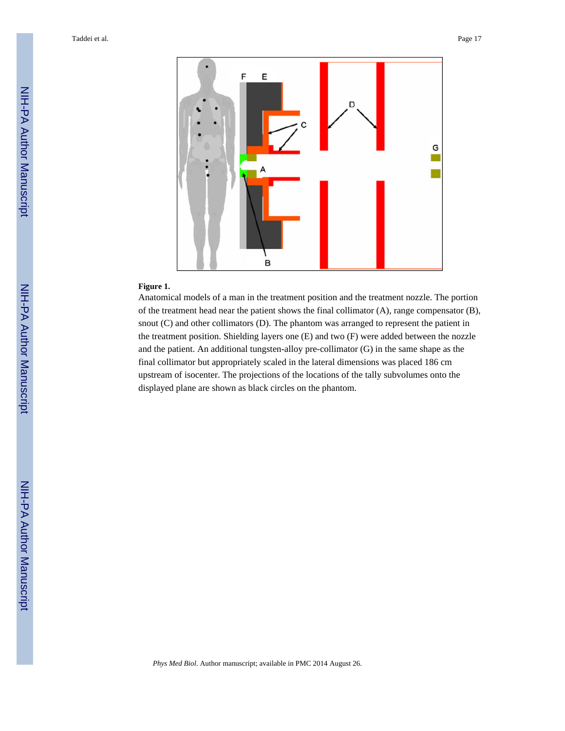**Figure 1.**

Anatomical models of a man in the treatment position and the treatment nozzle. The portion of the treatment head near the patient shows the final collimator (A), range compensator (B), snout (C) and other collimators (D). The phantom was arranged to represent the patient in the treatment position. Shielding layers one (E) and two (F) were added between the nozzle and the patient. An additional tungsten-alloy pre-collimator (G) in the same shape as the final collimator but appropriately scaled in the lateral dimensions was placed 186 cm upstream of isocenter. The projections of the locations of the tally subvolumes onto the displayed plane are shown as black circles on the phantom.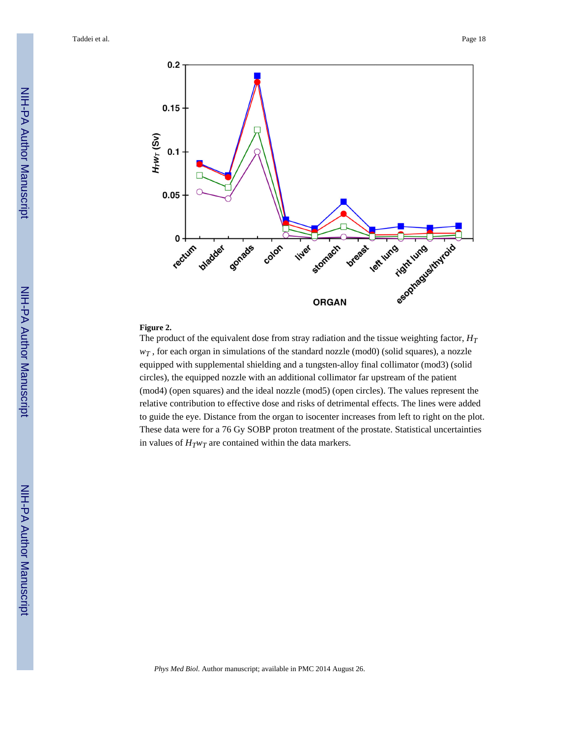**Figure 2.**

The product of the equivalent dose from stray radiation and the tissue weighting factor, $H_T w_T$, for each organ in simulations of the standard nozzle (mod0) (solid squares), a nozzle equipped with supplemental shielding and a tungsten-alloy final collimator (mod3) (solid circles), the equipped nozzle with an additional collimator far upstream of the patient (mod4) (open squares) and the ideal nozzle (mod5) (open circles). The values represent the relative contribution to effective dose and risks of detrimental effects. The lines were added to guide the eye. Distance from the organ to isocenter increases from left to right on the plot. These data were for a 76 Gy SOBP proton treatment of the prostate. Statistical uncertainties in values of $H_T w_T$ are contained within the data markers.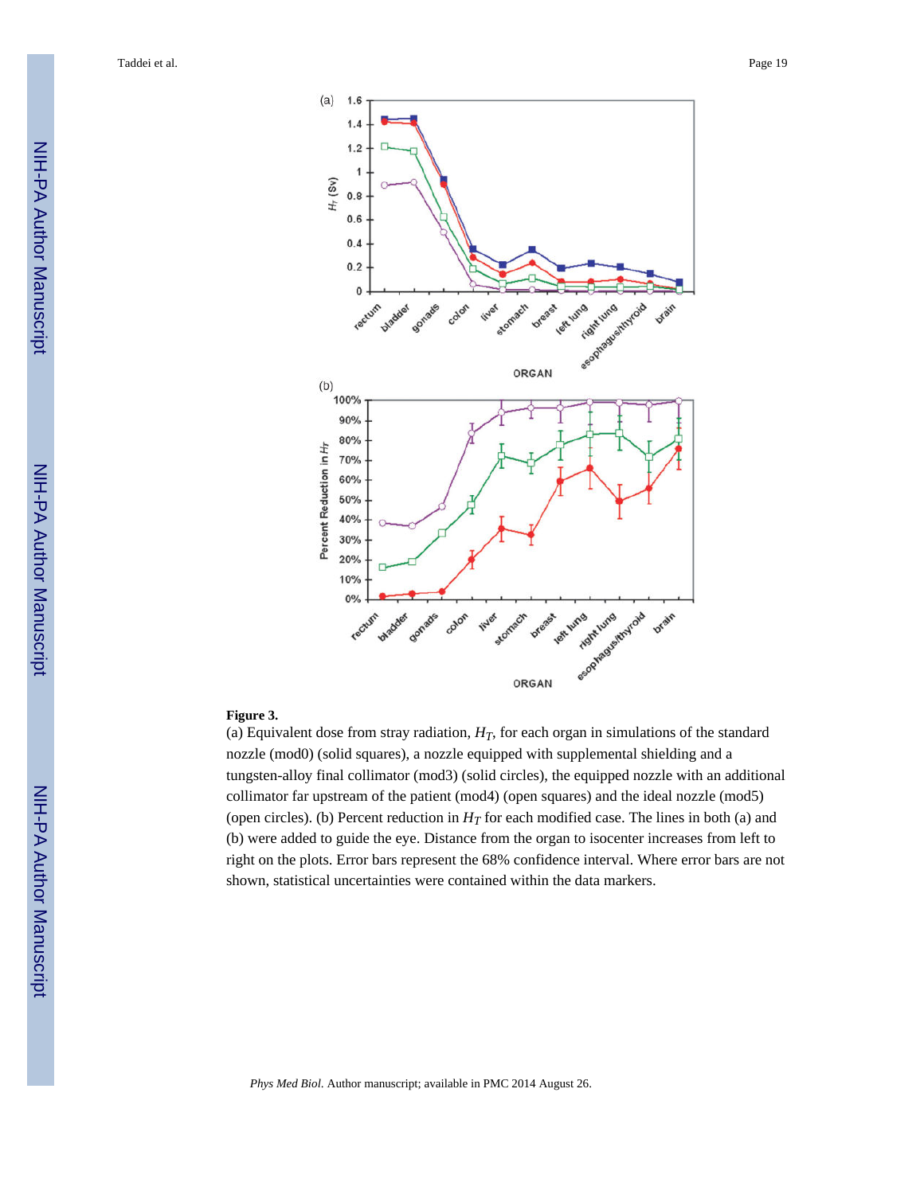**Figure 3.**

(a) Equivalent dose from stray radiation, $H_T$, for each organ in simulations of the standard nozzle (mod0) (solid squares), a nozzle equipped with supplemental shielding and a tungsten-alloy final collimator (mod3) (solid circles), the equipped nozzle with an additional collimator far upstream of the patient (mod4) (open squares) and the ideal nozzle (mod5) (open circles). (b) Percent reduction in $H_T$ for each modified case. The lines in both (a) and (b) were added to guide the eye. Distance from the organ to isocenter increases from left to right on the plots. Error bars represent the 68% confidence interval. Where error bars are not shown, statistical uncertainties were contained within the data markers.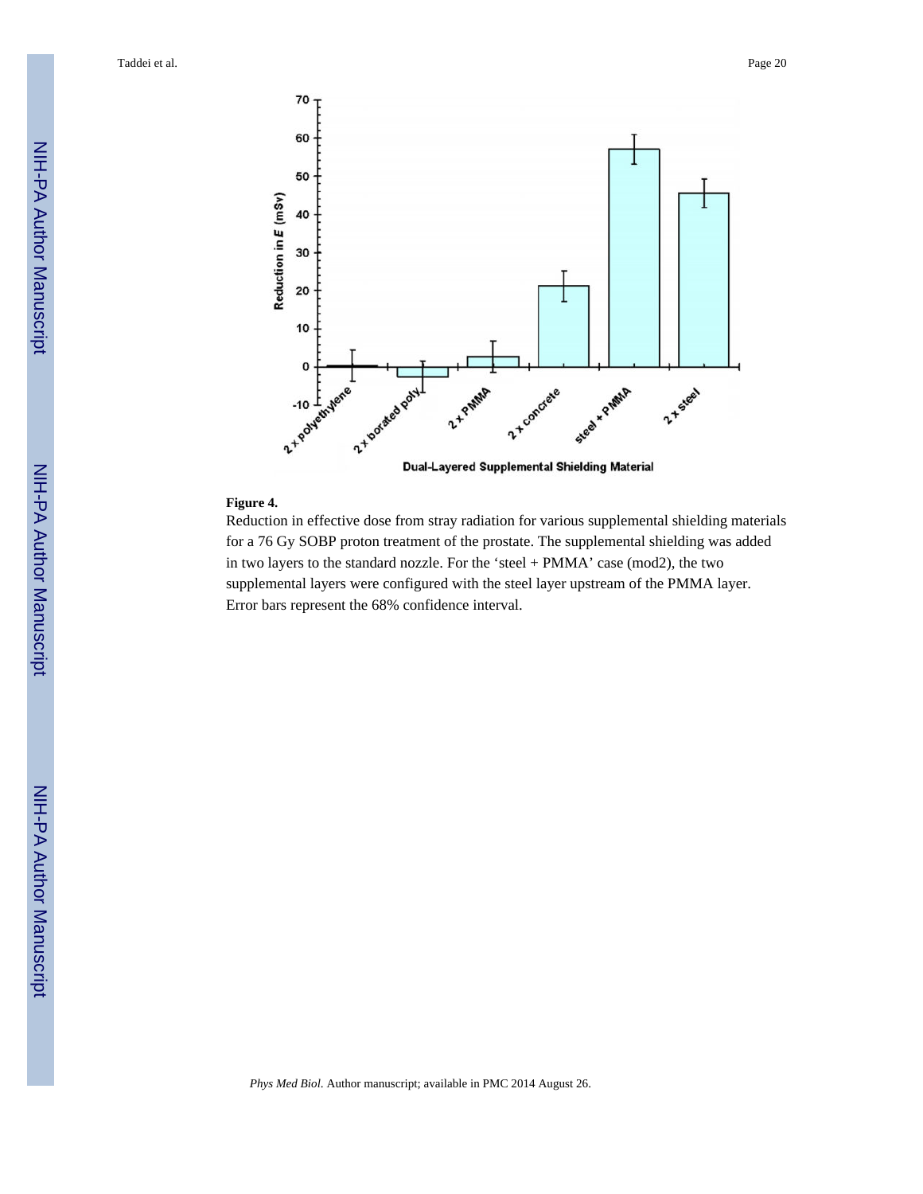**Figure 4.**

Reduction in effective dose from stray radiation for various supplemental shielding materials for a 76 Gy SOBP proton treatment of the prostate. The supplemental shielding was added in two layers to the standard nozzle. For the 'steel + PMMA' case (mod2), the two supplemental layers were configured with the steel layer upstream of the PMMA layer. Error bars represent the 68% confidence interval.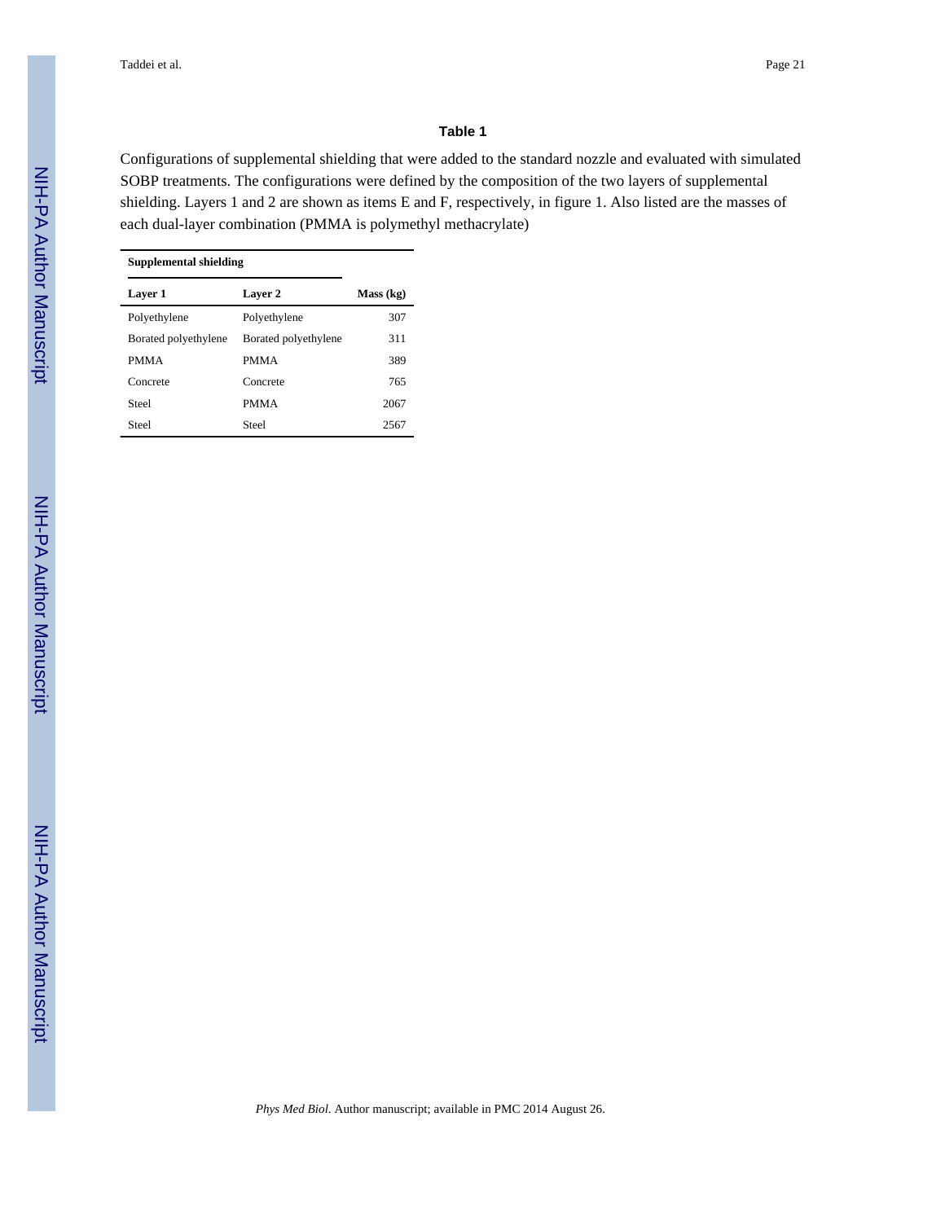## Table 1

Configurations of supplemental shielding that were added to the standard nozzle and evaluated with simulated SOBP treatments. The configurations were defined by the composition of the two layers of supplemental shielding. Layers 1 and 2 are shown as items E and F, respectively, in figure 1. Also listed are the masses of each dual-layer combination (PMMA is polymethyl methacrylate)

| Supplemental shielding | | |
|---|---|---|
| **Layer 1** | **Layer 2** | **Mass (kg)** |
| Polyethylene | Polyethylene | 307 |
| Borated polyethylene | Borated polyethylene | 311 |
| PMMA | PMMA | 389 |
| Concrete | Concrete | 765 |
| Steel | PMMA | 2067 |
| Steel | Steel | 2567 |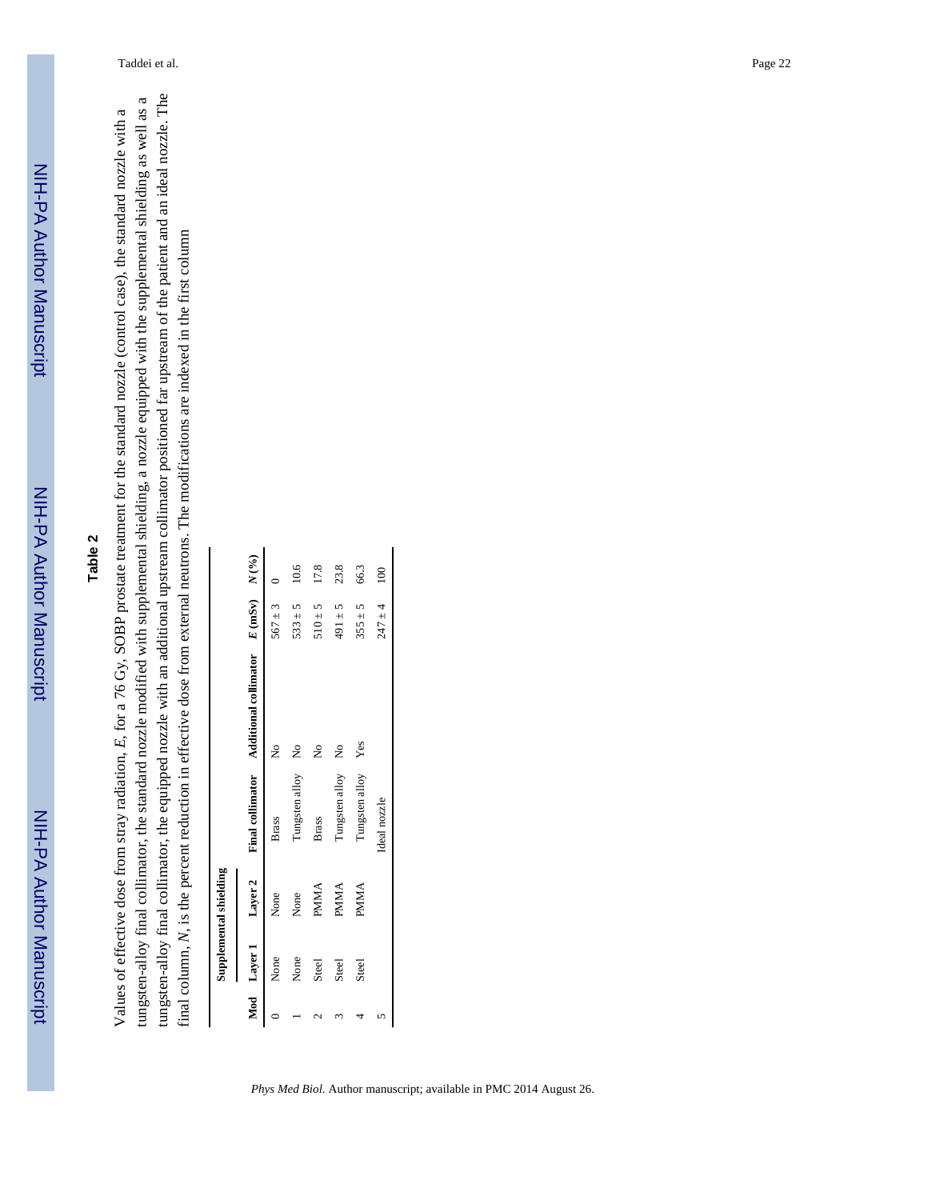## Table 2

Values of effective dose from stray radiation, *E*, for a 76 Gy, SOBP prostate treatment for the standard nozzle (control case), the standard nozzle with a tungsten-alloy final collimator, the standard nozzle modified with supplemental shielding, a nozzle equipped with the supplemental shielding as well as a tungsten-alloy final collimator, the equipped nozzle with an additional upstream collimator positioned far upstream of the patient and an ideal nozzle. The final column, *N*, is the percent reduction in effective dose from external neutrons. The modifications are indexed in the first column

| | Supplemental shielding | | | | | |
|---|---|---|---|---|---|---|
| **Mod** | **Layer 1** | **Layer 2** | **Final collimator** | **Additional collimator** | ***E* (mSv)** | ***N* (%)** |
| 0 | None | None | Brass | No | 567 ± 3 | 0 |
| 1 | None | None | Tungsten alloy | No | 533 ± 5 | 10.6 |
| 2 | Steel | PMMA | Brass | No | 510 ± 5 | 17.8 |
| 3 | Steel | PMMA | Tungsten alloy | No | 491 ± 5 | 23.8 |
| 4 | Steel | PMMA | Tungsten alloy | Yes | 355 ± 5 | 66.3 |
| 5 | | | Ideal nozzle | | 247 ± 4 | 100 |